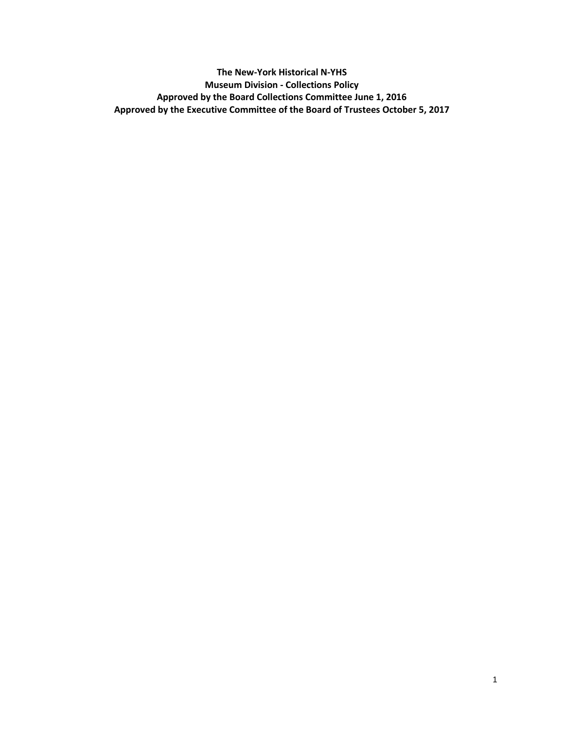**The New-York Historical N-YHS**
**Museum Division - Collections Policy**
**Approved by the Board Collections Committee June 1, 2016**
**Approved by the Executive Committee of the Board of Trustees October 5, 2017**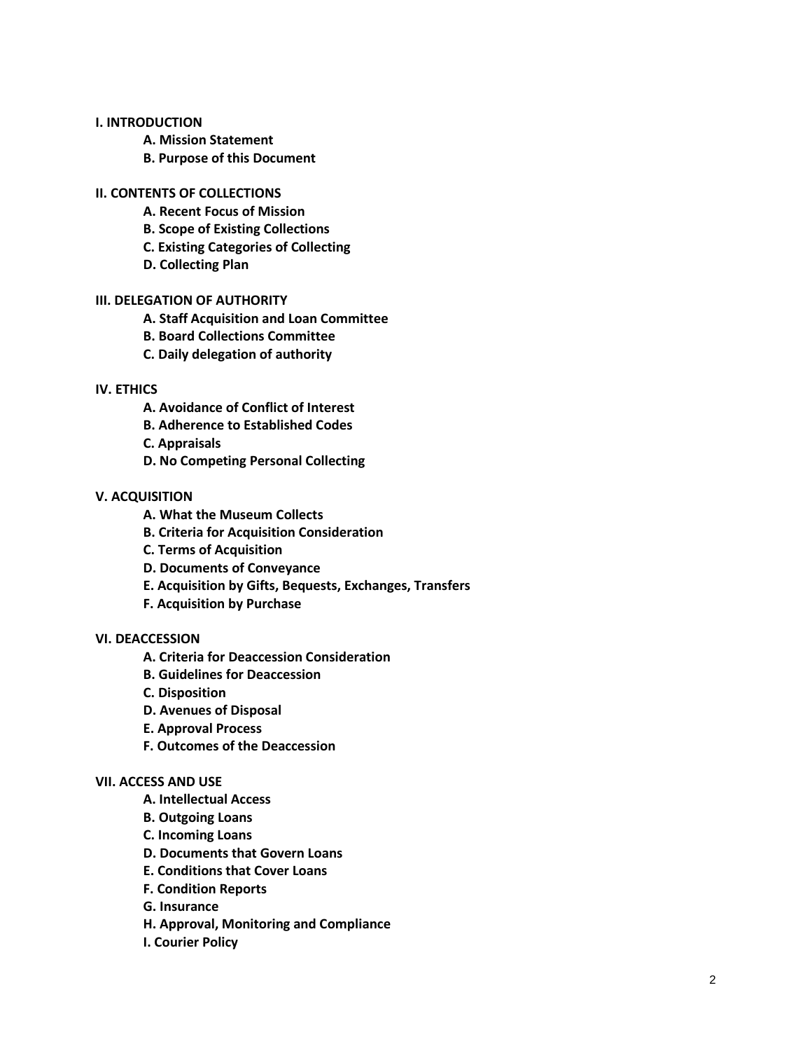**I. INTRODUCTION**

- **A. Mission Statement**
- **B. Purpose of this Document**

**II. CONTENTS OF COLLECTIONS**

- **A. Recent Focus of Mission**
- **B. Scope of Existing Collections**
- **C. Existing Categories of Collecting**
- **D. Collecting Plan**

**III. DELEGATION OF AUTHORITY**

- **A. Staff Acquisition and Loan Committee**
- **B. Board Collections Committee**
- **C. Daily delegation of authority**

**IV. ETHICS**

- **A. Avoidance of Conflict of Interest**
- **B. Adherence to Established Codes**
- **C. Appraisals**
- **D. No Competing Personal Collecting**

**V. ACQUISITION**

- **A. What the Museum Collects**
- **B. Criteria for Acquisition Consideration**
- **C. Terms of Acquisition**
- **D. Documents of Conveyance**
- **E. Acquisition by Gifts, Bequests, Exchanges, Transfers**
- **F. Acquisition by Purchase**

**VI. DEACCESSION**

- **A. Criteria for Deaccession Consideration**
- **B. Guidelines for Deaccession**
- **C. Disposition**
- **D. Avenues of Disposal**
- **E. Approval Process**
- **F. Outcomes of the Deaccession**

**VII. ACCESS AND USE**

- **A. Intellectual Access**
- **B. Outgoing Loans**
- **C. Incoming Loans**
- **D. Documents that Govern Loans**
- **E. Conditions that Cover Loans**
- **F. Condition Reports**
- **G. Insurance**
- **H. Approval, Monitoring and Compliance**
- **I. Courier Policy**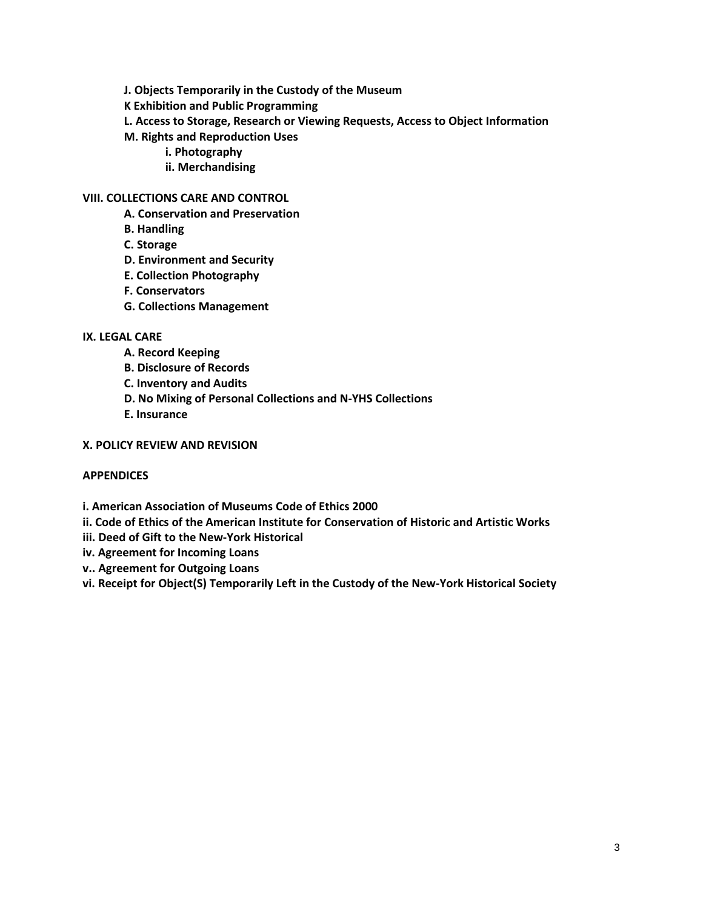**J. Objects Temporarily in the Custody of the Museum**

**K Exhibition and Public Programming**

**L. Access to Storage, Research or Viewing Requests, Access to Object Information**

**M. Rights and Reproduction Uses**

**i. Photography**

**ii. Merchandising**

**VIII. COLLECTIONS CARE AND CONTROL**

**A. Conservation and Preservation**

**B. Handling**

**C. Storage**

**D. Environment and Security**

**E. Collection Photography**

**F. Conservators**

**G. Collections Management**

**IX. LEGAL CARE**

**A. Record Keeping**

**B. Disclosure of Records**

**C. Inventory and Audits**

**D. No Mixing of Personal Collections and N-YHS Collections**

**E. Insurance**

**X. POLICY REVIEW AND REVISION**

**APPENDICES**

**i. American Association of Museums Code of Ethics 2000**

**ii. Code of Ethics of the American Institute for Conservation of Historic and Artistic Works**

**iii. Deed of Gift to the New-York Historical**

**iv. Agreement for Incoming Loans**

**v.. Agreement for Outgoing Loans**

**vi. Receipt for Object(S) Temporarily Left in the Custody of the New-York Historical Society**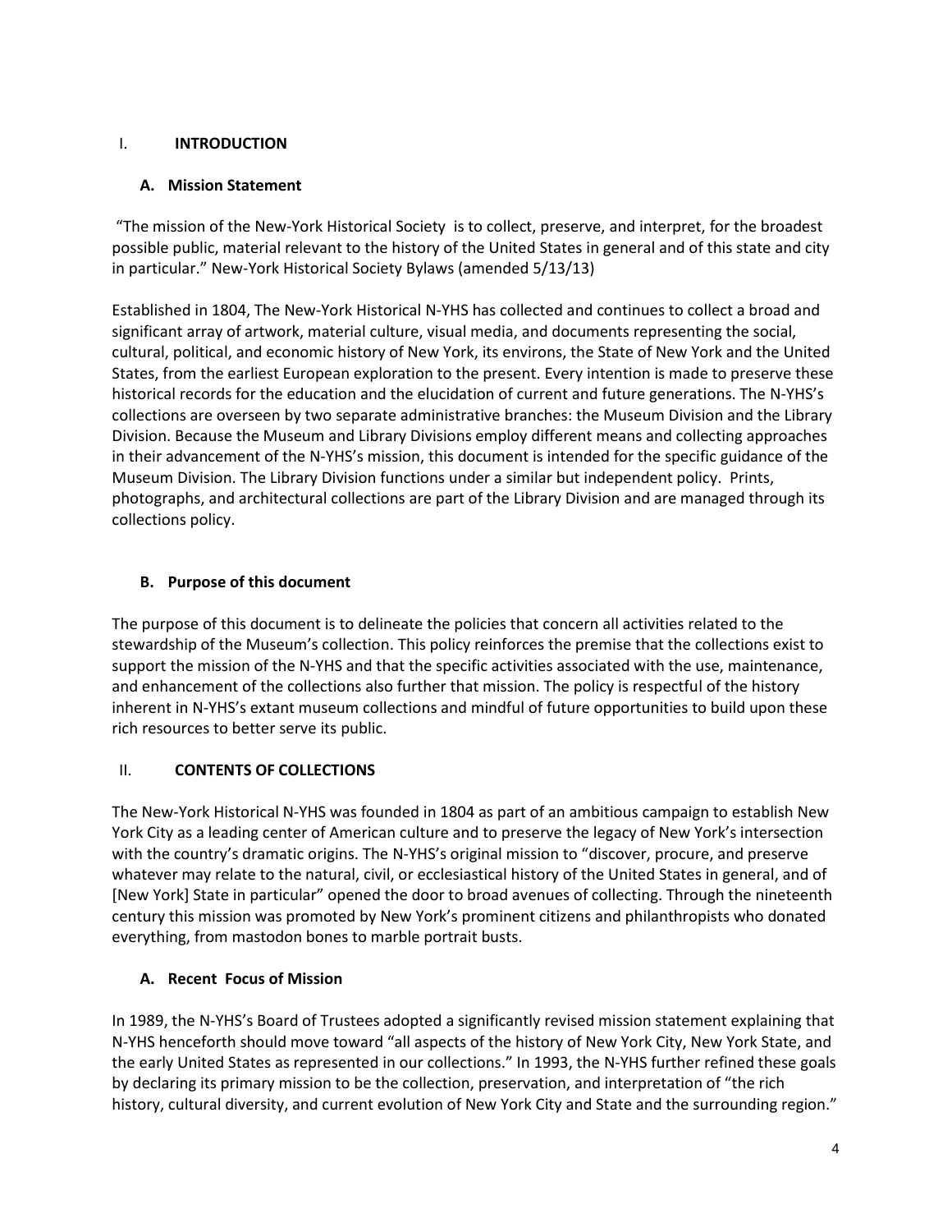## I. INTRODUCTION

### A. Mission Statement

"The mission of the New-York Historical Society is to collect, preserve, and interpret, for the broadest possible public, material relevant to the history of the United States in general and of this state and city in particular." New-York Historical Society Bylaws (amended 5/13/13)

Established in 1804, The New-York Historical N-YHS has collected and continues to collect a broad and significant array of artwork, material culture, visual media, and documents representing the social, cultural, political, and economic history of New York, its environs, the State of New York and the United States, from the earliest European exploration to the present. Every intention is made to preserve these historical records for the education and the elucidation of current and future generations. The N-YHS's collections are overseen by two separate administrative branches: the Museum Division and the Library Division. Because the Museum and Library Divisions employ different means and collecting approaches in their advancement of the N-YHS's mission, this document is intended for the specific guidance of the Museum Division. The Library Division functions under a similar but independent policy. Prints, photographs, and architectural collections are part of the Library Division and are managed through its collections policy.

### B. Purpose of this document

The purpose of this document is to delineate the policies that concern all activities related to the stewardship of the Museum's collection. This policy reinforces the premise that the collections exist to support the mission of the N-YHS and that the specific activities associated with the use, maintenance, and enhancement of the collections also further that mission. The policy is respectful of the history inherent in N-YHS's extant museum collections and mindful of future opportunities to build upon these rich resources to better serve its public.

## II. CONTENTS OF COLLECTIONS

The New-York Historical N-YHS was founded in 1804 as part of an ambitious campaign to establish New York City as a leading center of American culture and to preserve the legacy of New York's intersection with the country's dramatic origins. The N-YHS's original mission to "discover, procure, and preserve whatever may relate to the natural, civil, or ecclesiastical history of the United States in general, and of [New York] State in particular" opened the door to broad avenues of collecting. Through the nineteenth century this mission was promoted by New York's prominent citizens and philanthropists who donated everything, from mastodon bones to marble portrait busts.

### A. Recent Focus of Mission

In 1989, the N-YHS's Board of Trustees adopted a significantly revised mission statement explaining that N-YHS henceforth should move toward "all aspects of the history of New York City, New York State, and the early United States as represented in our collections." In 1993, the N-YHS further refined these goals by declaring its primary mission to be the collection, preservation, and interpretation of "the rich history, cultural diversity, and current evolution of New York City and State and the surrounding region."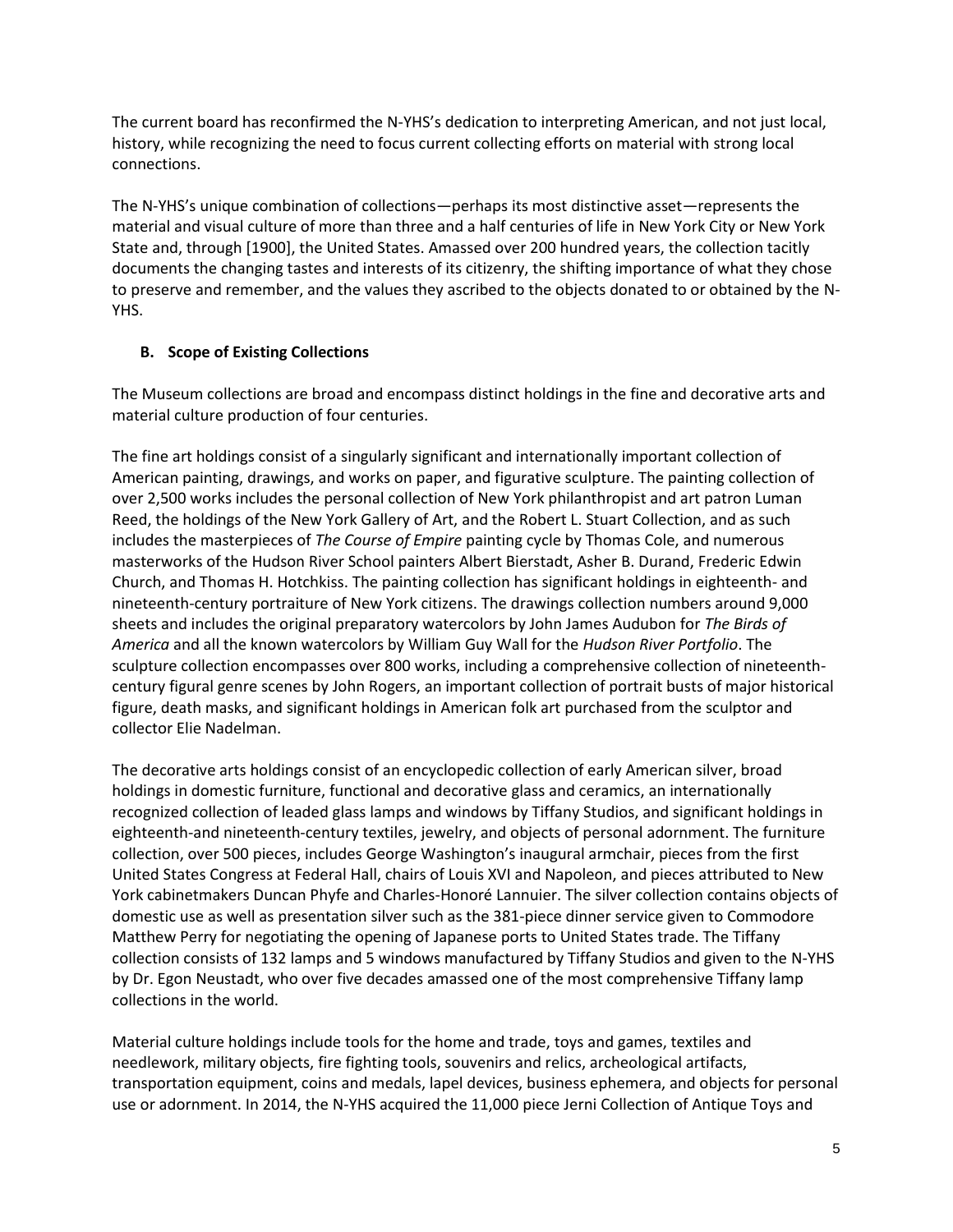The current board has reconfirmed the N-YHS's dedication to interpreting American, and not just local, history, while recognizing the need to focus current collecting efforts on material with strong local connections.

The N-YHS's unique combination of collections—perhaps its most distinctive asset—represents the material and visual culture of more than three and a half centuries of life in New York City or New York State and, through [1900], the United States. Amassed over 200 hundred years, the collection tacitly documents the changing tastes and interests of its citizenry, the shifting importance of what they chose to preserve and remember, and the values they ascribed to the objects donated to or obtained by the N-YHS.

### B. Scope of Existing Collections

The Museum collections are broad and encompass distinct holdings in the fine and decorative arts and material culture production of four centuries.

The fine art holdings consist of a singularly significant and internationally important collection of American painting, drawings, and works on paper, and figurative sculpture. The painting collection of over 2,500 works includes the personal collection of New York philanthropist and art patron Luman Reed, the holdings of the New York Gallery of Art, and the Robert L. Stuart Collection, and as such includes the masterpieces of *The Course of Empire* painting cycle by Thomas Cole, and numerous masterworks of the Hudson River School painters Albert Bierstadt, Asher B. Durand, Frederic Edwin Church, and Thomas H. Hotchkiss. The painting collection has significant holdings in eighteenth- and nineteenth-century portraiture of New York citizens. The drawings collection numbers around 9,000 sheets and includes the original preparatory watercolors by John James Audubon for *The Birds of America* and all the known watercolors by William Guy Wall for the *Hudson River Portfolio*. The sculpture collection encompasses over 800 works, including a comprehensive collection of nineteenth-century figural genre scenes by John Rogers, an important collection of portrait busts of major historical figure, death masks, and significant holdings in American folk art purchased from the sculptor and collector Elie Nadelman.

The decorative arts holdings consist of an encyclopedic collection of early American silver, broad holdings in domestic furniture, functional and decorative glass and ceramics, an internationally recognized collection of leaded glass lamps and windows by Tiffany Studios, and significant holdings in eighteenth-and nineteenth-century textiles, jewelry, and objects of personal adornment. The furniture collection, over 500 pieces, includes George Washington's inaugural armchair, pieces from the first United States Congress at Federal Hall, chairs of Louis XVI and Napoleon, and pieces attributed to New York cabinetmakers Duncan Phyfe and Charles-Honoré Lannuier. The silver collection contains objects of domestic use as well as presentation silver such as the 381-piece dinner service given to Commodore Matthew Perry for negotiating the opening of Japanese ports to United States trade. The Tiffany collection consists of 132 lamps and 5 windows manufactured by Tiffany Studios and given to the N-YHS by Dr. Egon Neustadt, who over five decades amassed one of the most comprehensive Tiffany lamp collections in the world.

Material culture holdings include tools for the home and trade, toys and games, textiles and needlework, military objects, fire fighting tools, souvenirs and relics, archeological artifacts, transportation equipment, coins and medals, lapel devices, business ephemera, and objects for personal use or adornment. In 2014, the N-YHS acquired the 11,000 piece Jerni Collection of Antique Toys and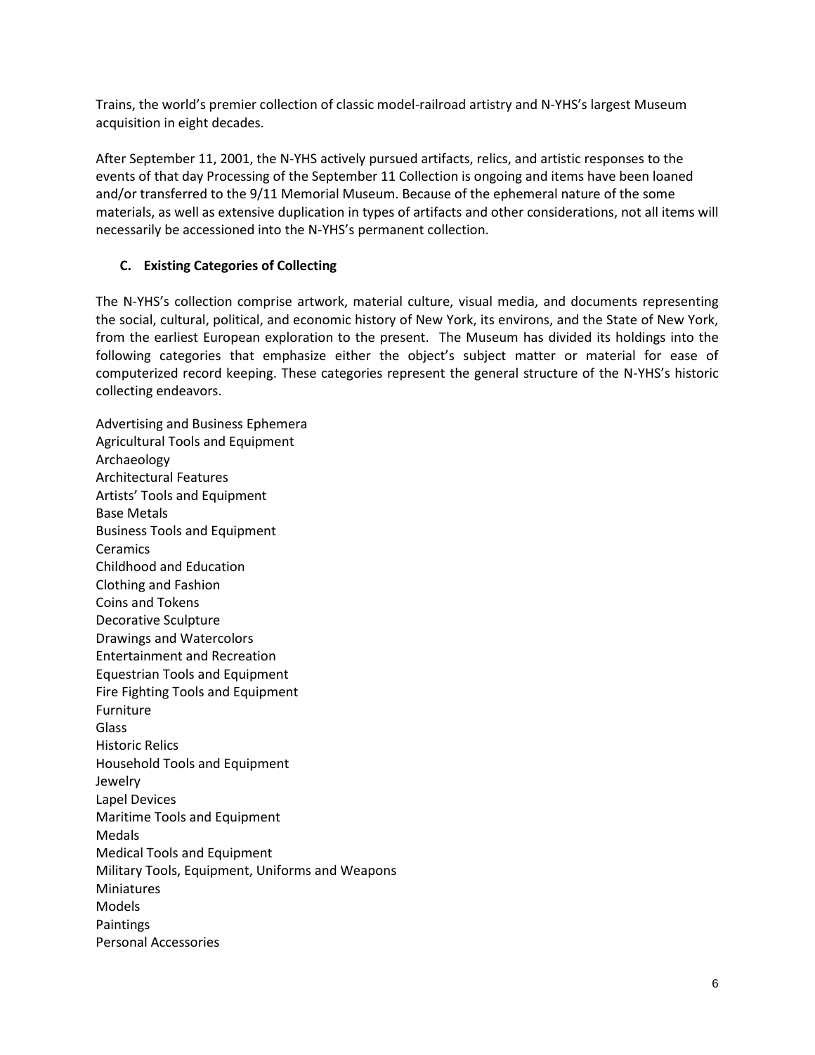Trains, the world's premier collection of classic model-railroad artistry and N-YHS's largest Museum acquisition in eight decades.

After September 11, 2001, the N-YHS actively pursued artifacts, relics, and artistic responses to the events of that day Processing of the September 11 Collection is ongoing and items have been loaned and/or transferred to the 9/11 Memorial Museum. Because of the ephemeral nature of the some materials, as well as extensive duplication in types of artifacts and other considerations, not all items will necessarily be accessioned into the N-YHS's permanent collection.

### C. Existing Categories of Collecting

The N-YHS's collection comprise artwork, material culture, visual media, and documents representing the social, cultural, political, and economic history of New York, its environs, and the State of New York, from the earliest European exploration to the present. The Museum has divided its holdings into the following categories that emphasize either the object's subject matter or material for ease of computerized record keeping. These categories represent the general structure of the N-YHS's historic collecting endeavors.

Advertising and Business Ephemera
Agricultural Tools and Equipment
Archaeology
Architectural Features
Artists' Tools and Equipment
Base Metals
Business Tools and Equipment
Ceramics
Childhood and Education
Clothing and Fashion
Coins and Tokens
Decorative Sculpture
Drawings and Watercolors
Entertainment and Recreation
Equestrian Tools and Equipment
Fire Fighting Tools and Equipment
Furniture
Glass
Historic Relics
Household Tools and Equipment
Jewelry
Lapel Devices
Maritime Tools and Equipment
Medals
Medical Tools and Equipment
Military Tools, Equipment, Uniforms and Weapons
Miniatures
Models
Paintings
Personal Accessories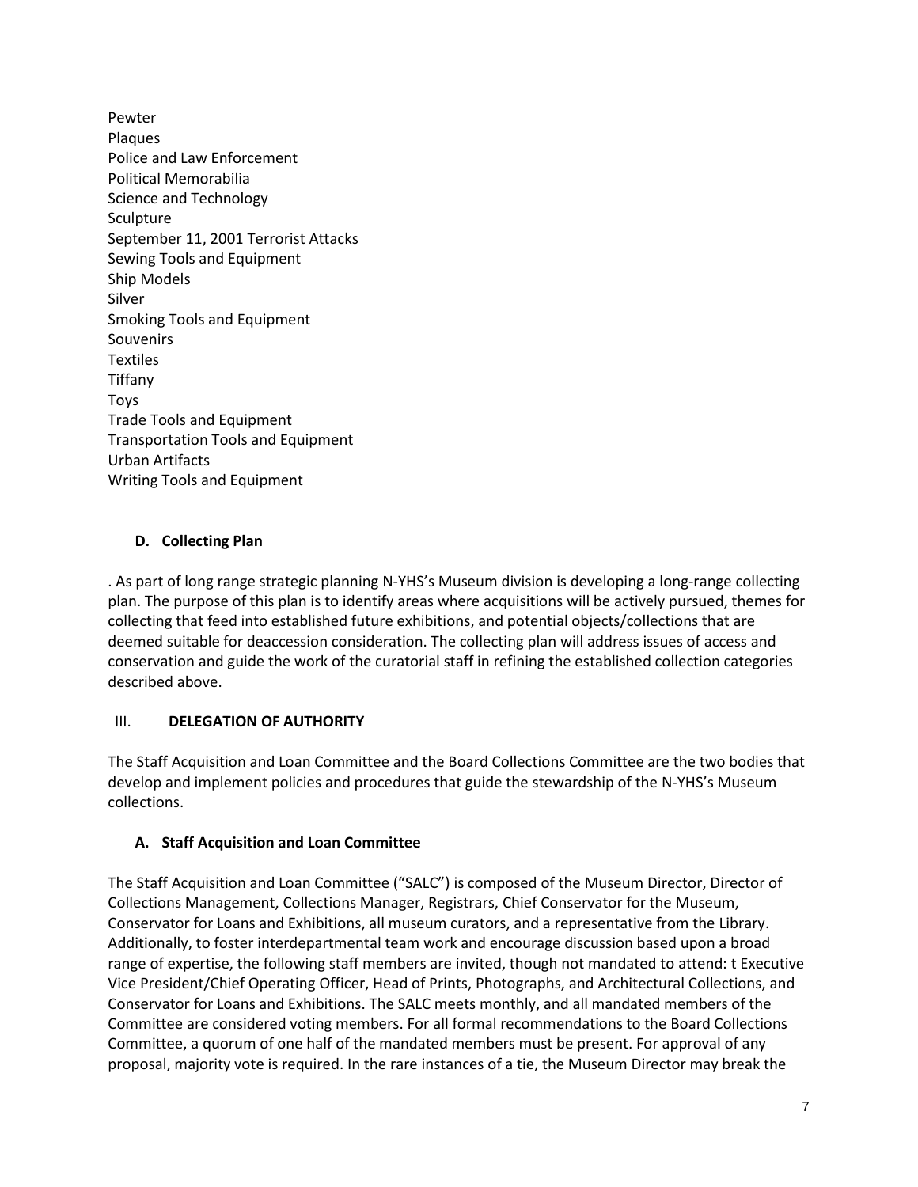Pewter
Plaques
Police and Law Enforcement
Political Memorabilia
Science and Technology
Sculpture
September 11, 2001 Terrorist Attacks
Sewing Tools and Equipment
Ship Models
Silver
Smoking Tools and Equipment
Souvenirs
Textiles
Tiffany
Toys
Trade Tools and Equipment
Transportation Tools and Equipment
Urban Artifacts
Writing Tools and Equipment

### D. Collecting Plan

. As part of long range strategic planning N-YHS's Museum division is developing a long-range collecting plan. The purpose of this plan is to identify areas where acquisitions will be actively pursued, themes for collecting that feed into established future exhibitions, and potential objects/collections that are deemed suitable for deaccession consideration. The collecting plan will address issues of access and conservation and guide the work of the curatorial staff in refining the established collection categories described above.

## III. DELEGATION OF AUTHORITY

The Staff Acquisition and Loan Committee and the Board Collections Committee are the two bodies that develop and implement policies and procedures that guide the stewardship of the N-YHS's Museum collections.

### A. Staff Acquisition and Loan Committee

The Staff Acquisition and Loan Committee ("SALC") is composed of the Museum Director, Director of Collections Management, Collections Manager, Registrars, Chief Conservator for the Museum, Conservator for Loans and Exhibitions, all museum curators, and a representative from the Library. Additionally, to foster interdepartmental team work and encourage discussion based upon a broad range of expertise, the following staff members are invited, though not mandated to attend: t Executive Vice President/Chief Operating Officer, Head of Prints, Photographs, and Architectural Collections, and Conservator for Loans and Exhibitions. The SALC meets monthly, and all mandated members of the Committee are considered voting members. For all formal recommendations to the Board Collections Committee, a quorum of one half of the mandated members must be present. For approval of any proposal, majority vote is required. In the rare instances of a tie, the Museum Director may break the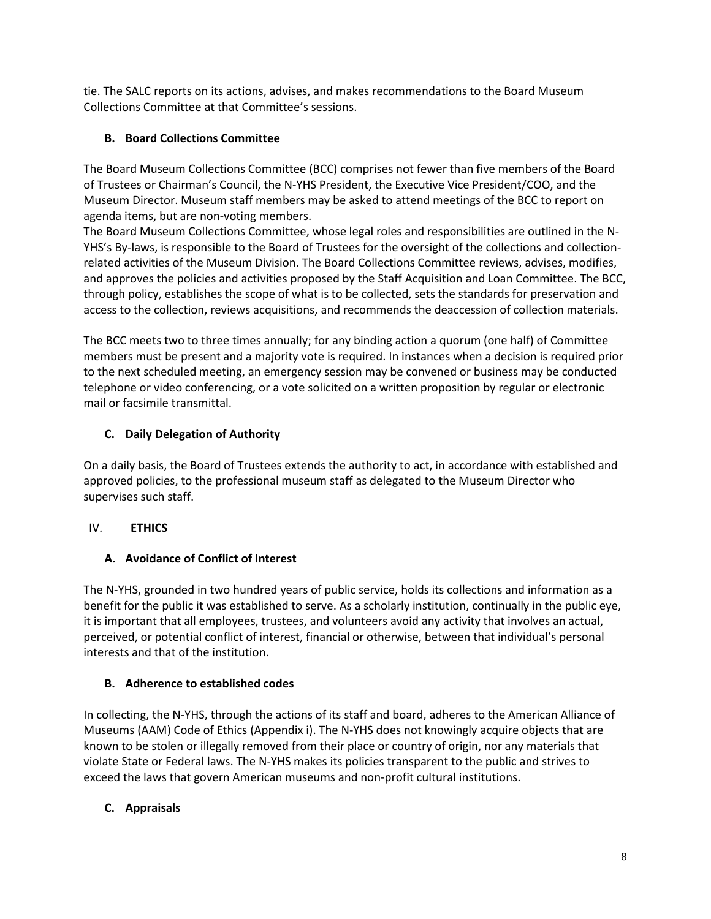tie. The SALC reports on its actions, advises, and makes recommendations to the Board Museum Collections Committee at that Committee's sessions.

### B. Board Collections Committee

The Board Museum Collections Committee (BCC) comprises not fewer than five members of the Board of Trustees or Chairman's Council, the N-YHS President, the Executive Vice President/COO, and the Museum Director. Museum staff members may be asked to attend meetings of the BCC to report on agenda items, but are non-voting members.

The Board Museum Collections Committee, whose legal roles and responsibilities are outlined in the N-YHS's By-laws, is responsible to the Board of Trustees for the oversight of the collections and collection-related activities of the Museum Division. The Board Collections Committee reviews, advises, modifies, and approves the policies and activities proposed by the Staff Acquisition and Loan Committee. The BCC, through policy, establishes the scope of what is to be collected, sets the standards for preservation and access to the collection, reviews acquisitions, and recommends the deaccession of collection materials.

The BCC meets two to three times annually; for any binding action a quorum (one half) of Committee members must be present and a majority vote is required. In instances when a decision is required prior to the next scheduled meeting, an emergency session may be convened or business may be conducted telephone or video conferencing, or a vote solicited on a written proposition by regular or electronic mail or facsimile transmittal.

### C. Daily Delegation of Authority

On a daily basis, the Board of Trustees extends the authority to act, in accordance with established and approved policies, to the professional museum staff as delegated to the Museum Director who supervises such staff.

## IV. ETHICS

### A. Avoidance of Conflict of Interest

The N-YHS, grounded in two hundred years of public service, holds its collections and information as a benefit for the public it was established to serve. As a scholarly institution, continually in the public eye, it is important that all employees, trustees, and volunteers avoid any activity that involves an actual, perceived, or potential conflict of interest, financial or otherwise, between that individual's personal interests and that of the institution.

### B. Adherence to established codes

In collecting, the N-YHS, through the actions of its staff and board, adheres to the American Alliance of Museums (AAM) Code of Ethics (Appendix i). The N-YHS does not knowingly acquire objects that are known to be stolen or illegally removed from their place or country of origin, nor any materials that violate State or Federal laws. The N-YHS makes its policies transparent to the public and strives to exceed the laws that govern American museums and non-profit cultural institutions.

### C. Appraisals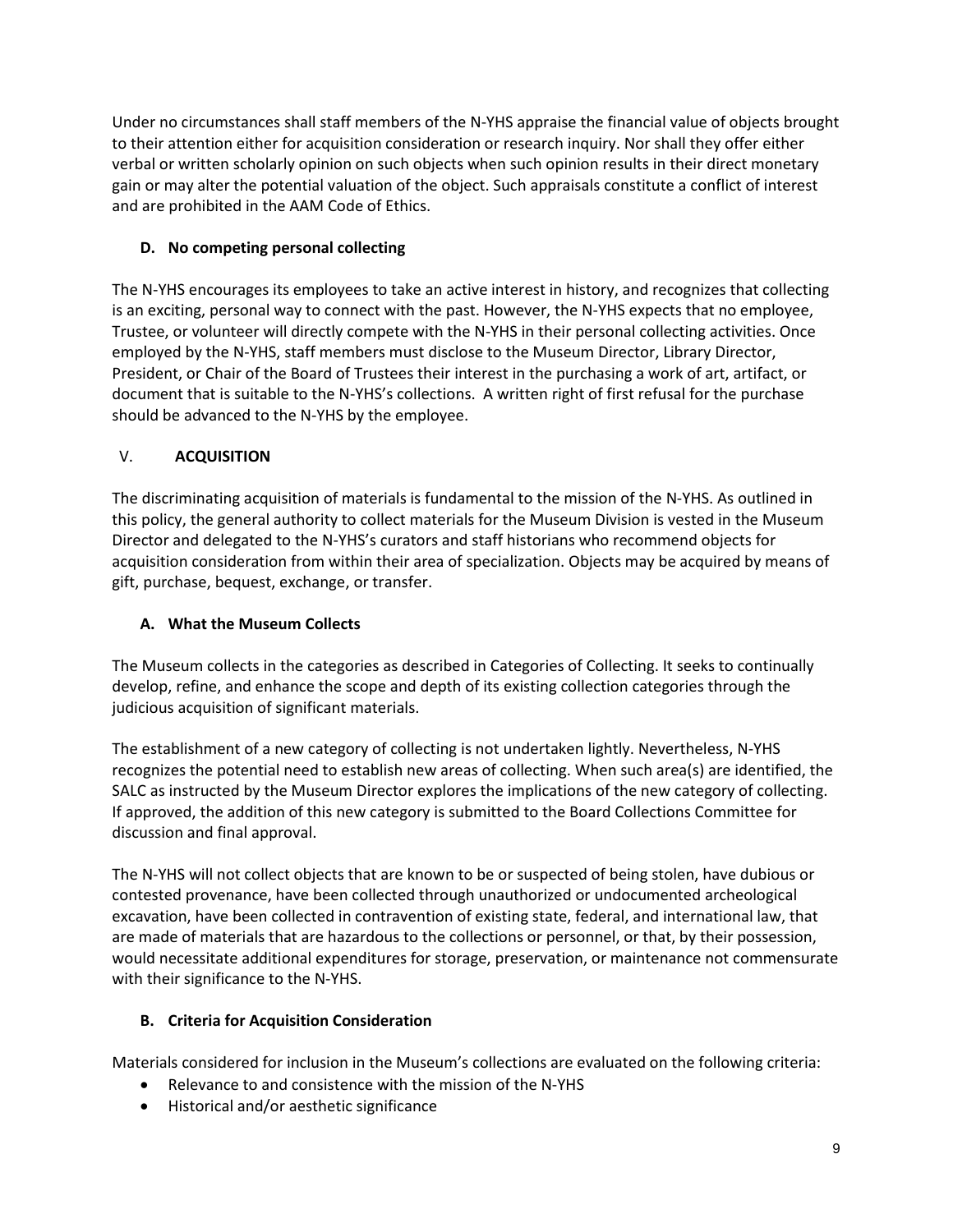Under no circumstances shall staff members of the N-YHS appraise the financial value of objects brought to their attention either for acquisition consideration or research inquiry. Nor shall they offer either verbal or written scholarly opinion on such objects when such opinion results in their direct monetary gain or may alter the potential valuation of the object. Such appraisals constitute a conflict of interest and are prohibited in the AAM Code of Ethics.

### D. No competing personal collecting

The N-YHS encourages its employees to take an active interest in history, and recognizes that collecting is an exciting, personal way to connect with the past. However, the N-YHS expects that no employee, Trustee, or volunteer will directly compete with the N-YHS in their personal collecting activities. Once employed by the N-YHS, staff members must disclose to the Museum Director, Library Director, President, or Chair of the Board of Trustees their interest in the purchasing a work of art, artifact, or document that is suitable to the N-YHS's collections. A written right of first refusal for the purchase should be advanced to the N-YHS by the employee.

## V. ACQUISITION

The discriminating acquisition of materials is fundamental to the mission of the N-YHS. As outlined in this policy, the general authority to collect materials for the Museum Division is vested in the Museum Director and delegated to the N-YHS's curators and staff historians who recommend objects for acquisition consideration from within their area of specialization. Objects may be acquired by means of gift, purchase, bequest, exchange, or transfer.

### A. What the Museum Collects

The Museum collects in the categories as described in Categories of Collecting. It seeks to continually develop, refine, and enhance the scope and depth of its existing collection categories through the judicious acquisition of significant materials.

The establishment of a new category of collecting is not undertaken lightly. Nevertheless, N-YHS recognizes the potential need to establish new areas of collecting. When such area(s) are identified, the SALC as instructed by the Museum Director explores the implications of the new category of collecting. If approved, the addition of this new category is submitted to the Board Collections Committee for discussion and final approval.

The N-YHS will not collect objects that are known to be or suspected of being stolen, have dubious or contested provenance, have been collected through unauthorized or undocumented archeological excavation, have been collected in contravention of existing state, federal, and international law, that are made of materials that are hazardous to the collections or personnel, or that, by their possession, would necessitate additional expenditures for storage, preservation, or maintenance not commensurate with their significance to the N-YHS.

### B. Criteria for Acquisition Consideration

Materials considered for inclusion in the Museum's collections are evaluated on the following criteria:

- Relevance to and consistence with the mission of the N-YHS
- Historical and/or aesthetic significance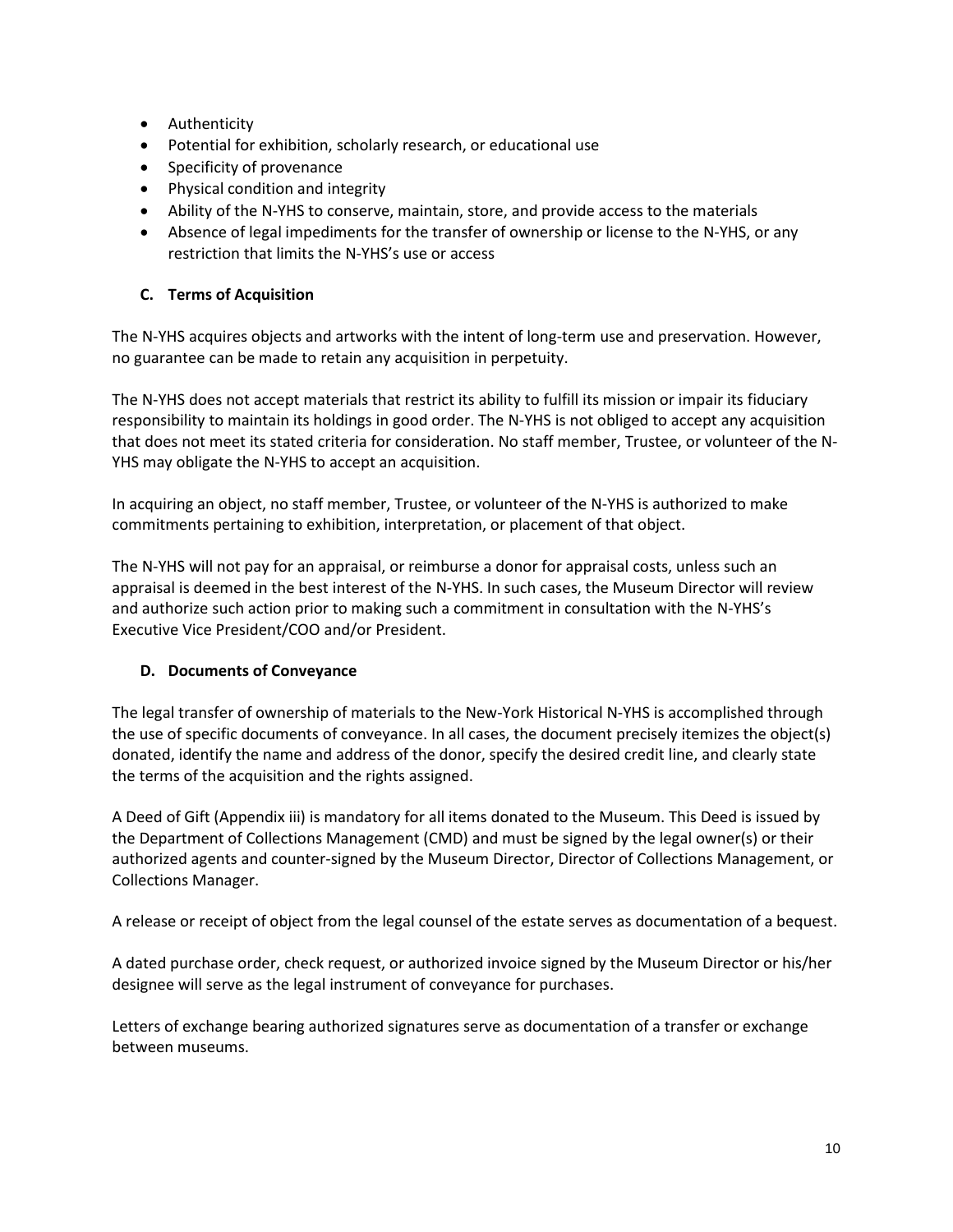- Authenticity
- Potential for exhibition, scholarly research, or educational use
- Specificity of provenance
- Physical condition and integrity
- Ability of the N-YHS to conserve, maintain, store, and provide access to the materials
- Absence of legal impediments for the transfer of ownership or license to the N-YHS, or any restriction that limits the N-YHS's use or access

### C. Terms of Acquisition

The N-YHS acquires objects and artworks with the intent of long-term use and preservation. However, no guarantee can be made to retain any acquisition in perpetuity.

The N-YHS does not accept materials that restrict its ability to fulfill its mission or impair its fiduciary responsibility to maintain its holdings in good order. The N-YHS is not obliged to accept any acquisition that does not meet its stated criteria for consideration. No staff member, Trustee, or volunteer of the N-YHS may obligate the N-YHS to accept an acquisition.

In acquiring an object, no staff member, Trustee, or volunteer of the N-YHS is authorized to make commitments pertaining to exhibition, interpretation, or placement of that object.

The N-YHS will not pay for an appraisal, or reimburse a donor for appraisal costs, unless such an appraisal is deemed in the best interest of the N-YHS. In such cases, the Museum Director will review and authorize such action prior to making such a commitment in consultation with the N-YHS's Executive Vice President/COO and/or President.

### D. Documents of Conveyance

The legal transfer of ownership of materials to the New-York Historical N-YHS is accomplished through the use of specific documents of conveyance. In all cases, the document precisely itemizes the object(s) donated, identify the name and address of the donor, specify the desired credit line, and clearly state the terms of the acquisition and the rights assigned.

A Deed of Gift (Appendix iii) is mandatory for all items donated to the Museum. This Deed is issued by the Department of Collections Management (CMD) and must be signed by the legal owner(s) or their authorized agents and counter-signed by the Museum Director, Director of Collections Management, or Collections Manager.

A release or receipt of object from the legal counsel of the estate serves as documentation of a bequest.

A dated purchase order, check request, or authorized invoice signed by the Museum Director or his/her designee will serve as the legal instrument of conveyance for purchases.

Letters of exchange bearing authorized signatures serve as documentation of a transfer or exchange between museums.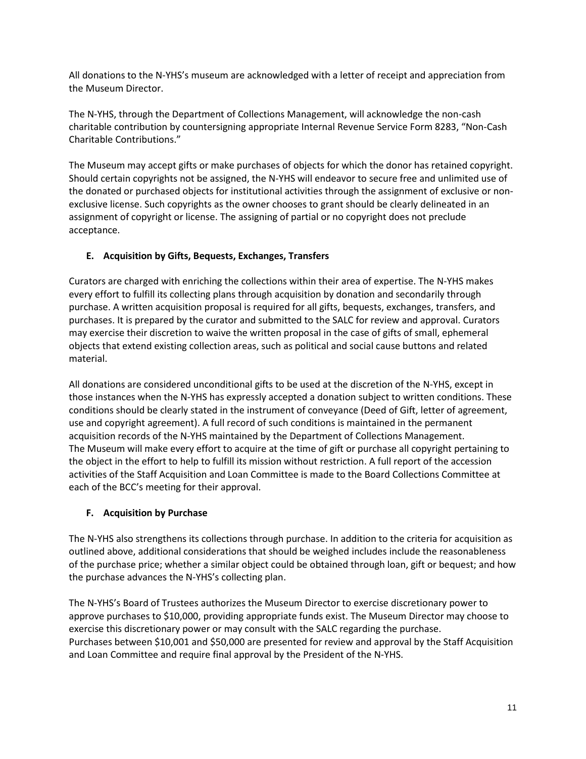All donations to the N-YHS's museum are acknowledged with a letter of receipt and appreciation from the Museum Director.

The N-YHS, through the Department of Collections Management, will acknowledge the non-cash charitable contribution by countersigning appropriate Internal Revenue Service Form 8283, "Non-Cash Charitable Contributions."

The Museum may accept gifts or make purchases of objects for which the donor has retained copyright. Should certain copyrights not be assigned, the N-YHS will endeavor to secure free and unlimited use of the donated or purchased objects for institutional activities through the assignment of exclusive or non-exclusive license. Such copyrights as the owner chooses to grant should be clearly delineated in an assignment of copyright or license. The assigning of partial or no copyright does not preclude acceptance.

### E. Acquisition by Gifts, Bequests, Exchanges, Transfers

Curators are charged with enriching the collections within their area of expertise. The N-YHS makes every effort to fulfill its collecting plans through acquisition by donation and secondarily through purchase. A written acquisition proposal is required for all gifts, bequests, exchanges, transfers, and purchases. It is prepared by the curator and submitted to the SALC for review and approval. Curators may exercise their discretion to waive the written proposal in the case of gifts of small, ephemeral objects that extend existing collection areas, such as political and social cause buttons and related material.

All donations are considered unconditional gifts to be used at the discretion of the N-YHS, except in those instances when the N-YHS has expressly accepted a donation subject to written conditions. These conditions should be clearly stated in the instrument of conveyance (Deed of Gift, letter of agreement, use and copyright agreement). A full record of such conditions is maintained in the permanent acquisition records of the N-YHS maintained by the Department of Collections Management.
The Museum will make every effort to acquire at the time of gift or purchase all copyright pertaining to the object in the effort to help to fulfill its mission without restriction. A full report of the accession activities of the Staff Acquisition and Loan Committee is made to the Board Collections Committee at each of the BCC's meeting for their approval.

### F. Acquisition by Purchase

The N-YHS also strengthens its collections through purchase. In addition to the criteria for acquisition as outlined above, additional considerations that should be weighed includes include the reasonableness of the purchase price; whether a similar object could be obtained through loan, gift or bequest; and how the purchase advances the N-YHS's collecting plan.

The N-YHS's Board of Trustees authorizes the Museum Director to exercise discretionary power to approve purchases to $10,000, providing appropriate funds exist. The Museum Director may choose to exercise this discretionary power or may consult with the SALC regarding the purchase.
Purchases between $10,001 and $50,000 are presented for review and approval by the Staff Acquisition and Loan Committee and require final approval by the President of the N-YHS.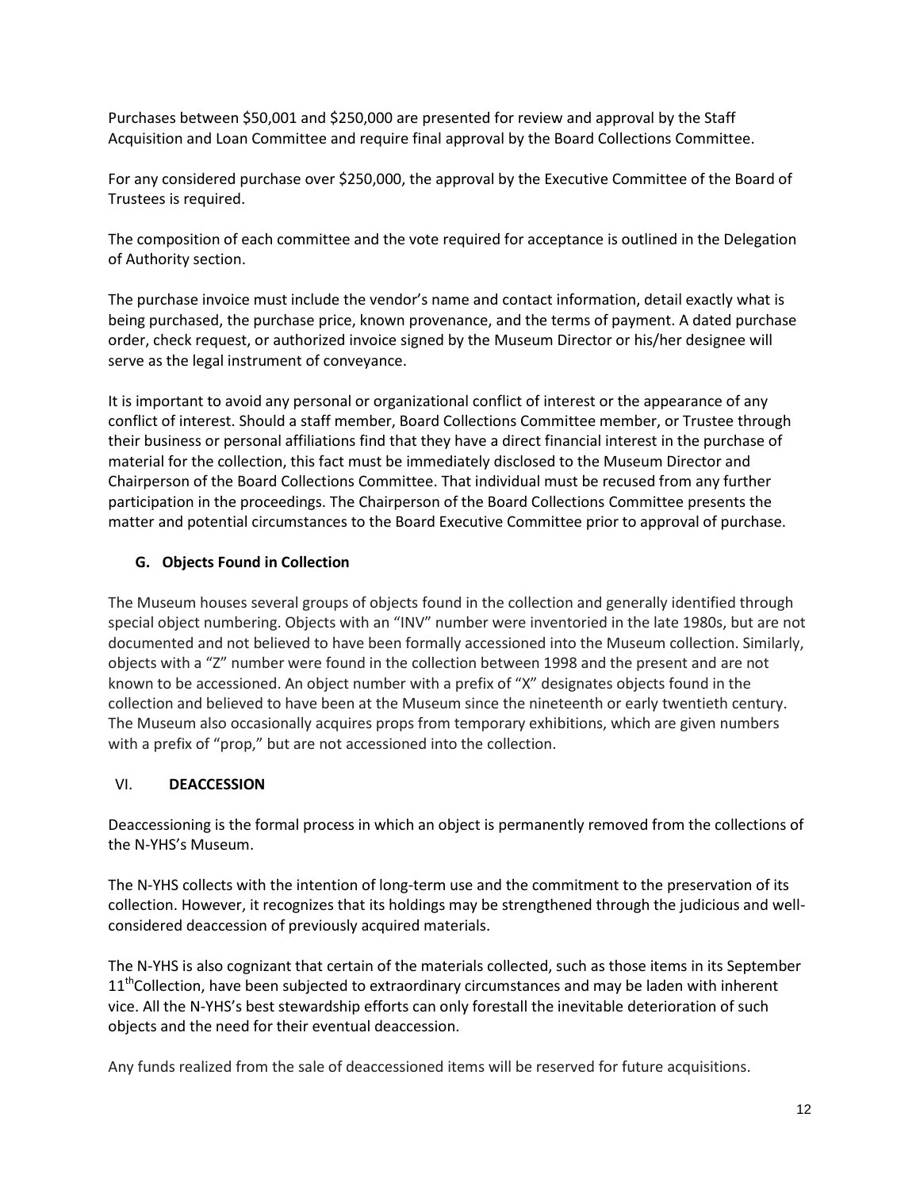Purchases between $50,001 and $250,000 are presented for review and approval by the Staff Acquisition and Loan Committee and require final approval by the Board Collections Committee.

For any considered purchase over $250,000, the approval by the Executive Committee of the Board of Trustees is required.

The composition of each committee and the vote required for acceptance is outlined in the Delegation of Authority section.

The purchase invoice must include the vendor's name and contact information, detail exactly what is being purchased, the purchase price, known provenance, and the terms of payment. A dated purchase order, check request, or authorized invoice signed by the Museum Director or his/her designee will serve as the legal instrument of conveyance.

It is important to avoid any personal or organizational conflict of interest or the appearance of any conflict of interest. Should a staff member, Board Collections Committee member, or Trustee through their business or personal affiliations find that they have a direct financial interest in the purchase of material for the collection, this fact must be immediately disclosed to the Museum Director and Chairperson of the Board Collections Committee. That individual must be recused from any further participation in the proceedings. The Chairperson of the Board Collections Committee presents the matter and potential circumstances to the Board Executive Committee prior to approval of purchase.

### G. Objects Found in Collection

The Museum houses several groups of objects found in the collection and generally identified through special object numbering. Objects with an "INV" number were inventoried in the late 1980s, but are not documented and not believed to have been formally accessioned into the Museum collection. Similarly, objects with a "Z" number were found in the collection between 1998 and the present and are not known to be accessioned. An object number with a prefix of "X" designates objects found in the collection and believed to have been at the Museum since the nineteenth or early twentieth century. The Museum also occasionally acquires props from temporary exhibitions, which are given numbers with a prefix of "prop," but are not accessioned into the collection.

## VI. DEACCESSION

Deaccessioning is the formal process in which an object is permanently removed from the collections of the N-YHS's Museum.

The N-YHS collects with the intention of long-term use and the commitment to the preservation of its collection. However, it recognizes that its holdings may be strengthened through the judicious and well-considered deaccession of previously acquired materials.

The N-YHS is also cognizant that certain of the materials collected, such as those items in its September 11th Collection, have been subjected to extraordinary circumstances and may be laden with inherent vice. All the N-YHS's best stewardship efforts can only forestall the inevitable deterioration of such objects and the need for their eventual deaccession.

Any funds realized from the sale of deaccessioned items will be reserved for future acquisitions.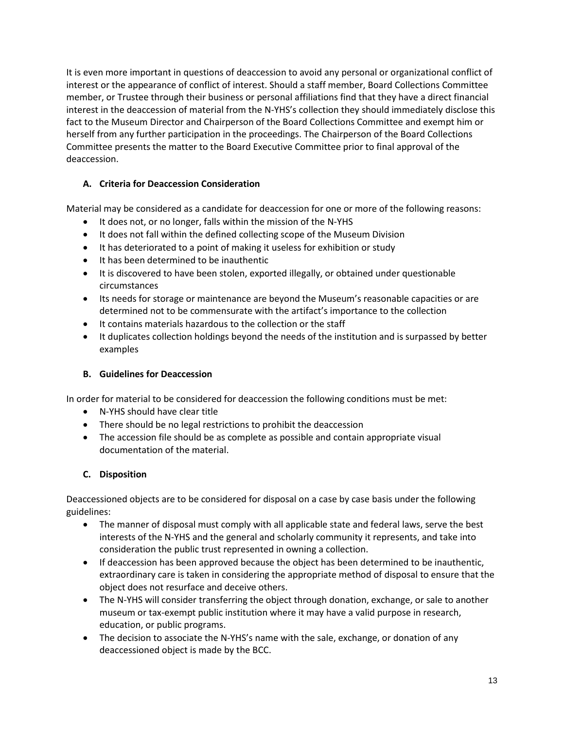It is even more important in questions of deaccession to avoid any personal or organizational conflict of interest or the appearance of conflict of interest. Should a staff member, Board Collections Committee member, or Trustee through their business or personal affiliations find that they have a direct financial interest in the deaccession of material from the N-YHS's collection they should immediately disclose this fact to the Museum Director and Chairperson of the Board Collections Committee and exempt him or herself from any further participation in the proceedings. The Chairperson of the Board Collections Committee presents the matter to the Board Executive Committee prior to final approval of the deaccession.

### A. Criteria for Deaccession Consideration

Material may be considered as a candidate for deaccession for one or more of the following reasons:

- It does not, or no longer, falls within the mission of the N-YHS
- It does not fall within the defined collecting scope of the Museum Division
- It has deteriorated to a point of making it useless for exhibition or study
- It has been determined to be inauthentic
- It is discovered to have been stolen, exported illegally, or obtained under questionable circumstances
- Its needs for storage or maintenance are beyond the Museum's reasonable capacities or are determined not to be commensurate with the artifact's importance to the collection
- It contains materials hazardous to the collection or the staff
- It duplicates collection holdings beyond the needs of the institution and is surpassed by better examples

### B. Guidelines for Deaccession

In order for material to be considered for deaccession the following conditions must be met:

- N-YHS should have clear title
- There should be no legal restrictions to prohibit the deaccession
- The accession file should be as complete as possible and contain appropriate visual documentation of the material.

### C. Disposition

Deaccessioned objects are to be considered for disposal on a case by case basis under the following guidelines:

- The manner of disposal must comply with all applicable state and federal laws, serve the best interests of the N-YHS and the general and scholarly community it represents, and take into consideration the public trust represented in owning a collection.
- If deaccession has been approved because the object has been determined to be inauthentic, extraordinary care is taken in considering the appropriate method of disposal to ensure that the object does not resurface and deceive others.
- The N-YHS will consider transferring the object through donation, exchange, or sale to another museum or tax-exempt public institution where it may have a valid purpose in research, education, or public programs.
- The decision to associate the N-YHS's name with the sale, exchange, or donation of any deaccessioned object is made by the BCC.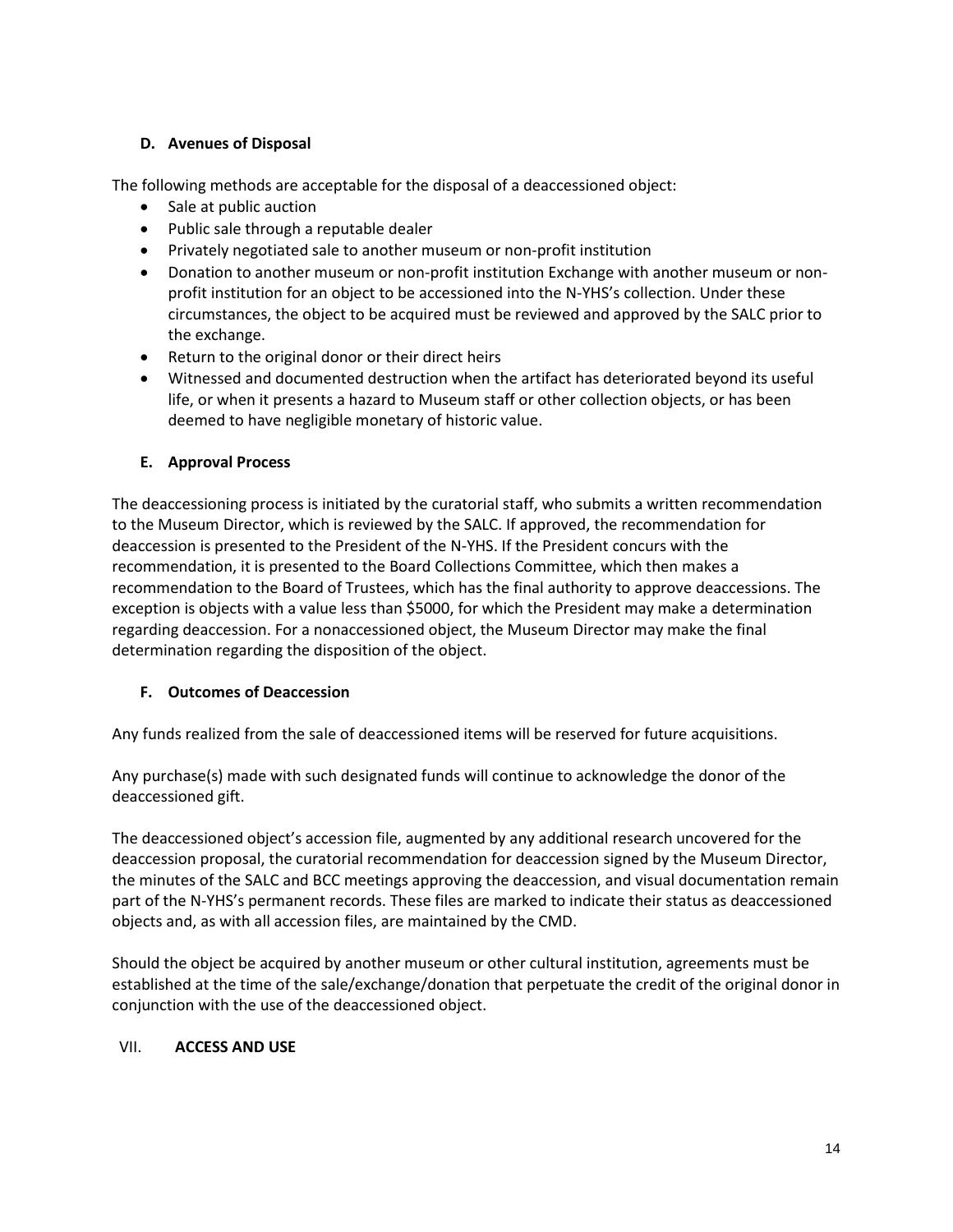### D. Avenues of Disposal

The following methods are acceptable for the disposal of a deaccessioned object:

- Sale at public auction
- Public sale through a reputable dealer
- Privately negotiated sale to another museum or non-profit institution
- Donation to another museum or non-profit institution Exchange with another museum or non-profit institution for an object to be accessioned into the N-YHS's collection. Under these circumstances, the object to be acquired must be reviewed and approved by the SALC prior to the exchange.
- Return to the original donor or their direct heirs
- Witnessed and documented destruction when the artifact has deteriorated beyond its useful life, or when it presents a hazard to Museum staff or other collection objects, or has been deemed to have negligible monetary of historic value.

### E. Approval Process

The deaccessioning process is initiated by the curatorial staff, who submits a written recommendation to the Museum Director, which is reviewed by the SALC. If approved, the recommendation for deaccession is presented to the President of the N-YHS. If the President concurs with the recommendation, it is presented to the Board Collections Committee, which then makes a recommendation to the Board of Trustees, which has the final authority to approve deaccessions. The exception is objects with a value less than $5000, for which the President may make a determination regarding deaccession. For a nonaccessioned object, the Museum Director may make the final determination regarding the disposition of the object.

### F. Outcomes of Deaccession

Any funds realized from the sale of deaccessioned items will be reserved for future acquisitions.

Any purchase(s) made with such designated funds will continue to acknowledge the donor of the deaccessioned gift.

The deaccessioned object's accession file, augmented by any additional research uncovered for the deaccession proposal, the curatorial recommendation for deaccession signed by the Museum Director, the minutes of the SALC and BCC meetings approving the deaccession, and visual documentation remain part of the N-YHS's permanent records. These files are marked to indicate their status as deaccessioned objects and, as with all accession files, are maintained by the CMD.

Should the object be acquired by another museum or other cultural institution, agreements must be established at the time of the sale/exchange/donation that perpetuate the credit of the original donor in conjunction with the use of the deaccessioned object.

## VII. ACCESS AND USE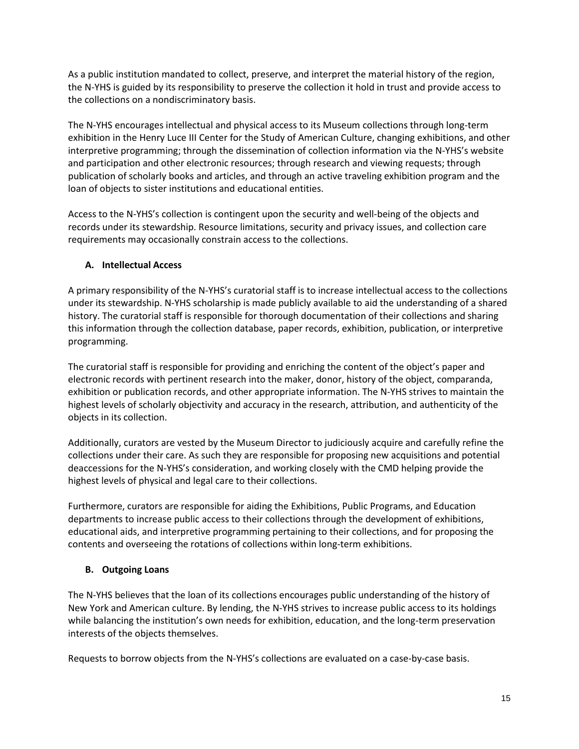As a public institution mandated to collect, preserve, and interpret the material history of the region, the N-YHS is guided by its responsibility to preserve the collection it hold in trust and provide access to the collections on a nondiscriminatory basis.

The N-YHS encourages intellectual and physical access to its Museum collections through long-term exhibition in the Henry Luce III Center for the Study of American Culture, changing exhibitions, and other interpretive programming; through the dissemination of collection information via the N-YHS's website and participation and other electronic resources; through research and viewing requests; through publication of scholarly books and articles, and through an active traveling exhibition program and the loan of objects to sister institutions and educational entities.

Access to the N-YHS's collection is contingent upon the security and well-being of the objects and records under its stewardship. Resource limitations, security and privacy issues, and collection care requirements may occasionally constrain access to the collections.

### A. Intellectual Access

A primary responsibility of the N-YHS's curatorial staff is to increase intellectual access to the collections under its stewardship. N-YHS scholarship is made publicly available to aid the understanding of a shared history. The curatorial staff is responsible for thorough documentation of their collections and sharing this information through the collection database, paper records, exhibition, publication, or interpretive programming.

The curatorial staff is responsible for providing and enriching the content of the object's paper and electronic records with pertinent research into the maker, donor, history of the object, comparanda, exhibition or publication records, and other appropriate information. The N-YHS strives to maintain the highest levels of scholarly objectivity and accuracy in the research, attribution, and authenticity of the objects in its collection.

Additionally, curators are vested by the Museum Director to judiciously acquire and carefully refine the collections under their care. As such they are responsible for proposing new acquisitions and potential deaccessions for the N-YHS's consideration, and working closely with the CMD helping provide the highest levels of physical and legal care to their collections.

Furthermore, curators are responsible for aiding the Exhibitions, Public Programs, and Education departments to increase public access to their collections through the development of exhibitions, educational aids, and interpretive programming pertaining to their collections, and for proposing the contents and overseeing the rotations of collections within long-term exhibitions.

### B. Outgoing Loans

The N-YHS believes that the loan of its collections encourages public understanding of the history of New York and American culture. By lending, the N-YHS strives to increase public access to its holdings while balancing the institution's own needs for exhibition, education, and the long-term preservation interests of the objects themselves.

Requests to borrow objects from the N-YHS's collections are evaluated on a case-by-case basis.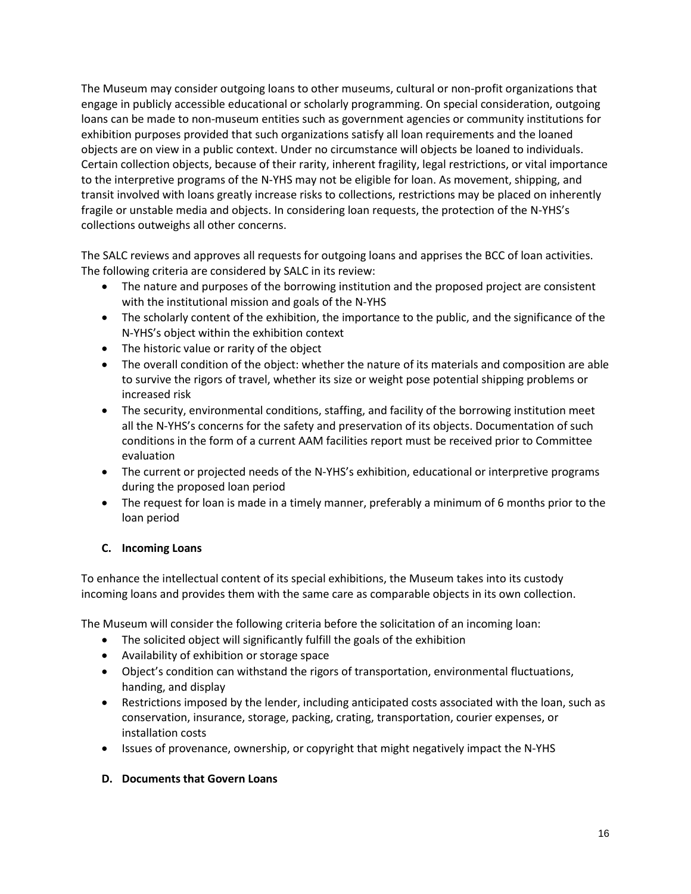The Museum may consider outgoing loans to other museums, cultural or non-profit organizations that engage in publicly accessible educational or scholarly programming. On special consideration, outgoing loans can be made to non-museum entities such as government agencies or community institutions for exhibition purposes provided that such organizations satisfy all loan requirements and the loaned objects are on view in a public context. Under no circumstance will objects be loaned to individuals. Certain collection objects, because of their rarity, inherent fragility, legal restrictions, or vital importance to the interpretive programs of the N-YHS may not be eligible for loan. As movement, shipping, and transit involved with loans greatly increase risks to collections, restrictions may be placed on inherently fragile or unstable media and objects. In considering loan requests, the protection of the N-YHS's collections outweighs all other concerns.

The SALC reviews and approves all requests for outgoing loans and apprises the BCC of loan activities. The following criteria are considered by SALC in its review:

- The nature and purposes of the borrowing institution and the proposed project are consistent with the institutional mission and goals of the N-YHS
- The scholarly content of the exhibition, the importance to the public, and the significance of the N-YHS's object within the exhibition context
- The historic value or rarity of the object
- The overall condition of the object: whether the nature of its materials and composition are able to survive the rigors of travel, whether its size or weight pose potential shipping problems or increased risk
- The security, environmental conditions, staffing, and facility of the borrowing institution meet all the N-YHS's concerns for the safety and preservation of its objects. Documentation of such conditions in the form of a current AAM facilities report must be received prior to Committee evaluation
- The current or projected needs of the N-YHS's exhibition, educational or interpretive programs during the proposed loan period
- The request for loan is made in a timely manner, preferably a minimum of 6 months prior to the loan period

### C. Incoming Loans

To enhance the intellectual content of its special exhibitions, the Museum takes into its custody incoming loans and provides them with the same care as comparable objects in its own collection.

The Museum will consider the following criteria before the solicitation of an incoming loan:

- The solicited object will significantly fulfill the goals of the exhibition
- Availability of exhibition or storage space
- Object's condition can withstand the rigors of transportation, environmental fluctuations, handing, and display
- Restrictions imposed by the lender, including anticipated costs associated with the loan, such as conservation, insurance, storage, packing, crating, transportation, courier expenses, or installation costs
- Issues of provenance, ownership, or copyright that might negatively impact the N-YHS

### D. Documents that Govern Loans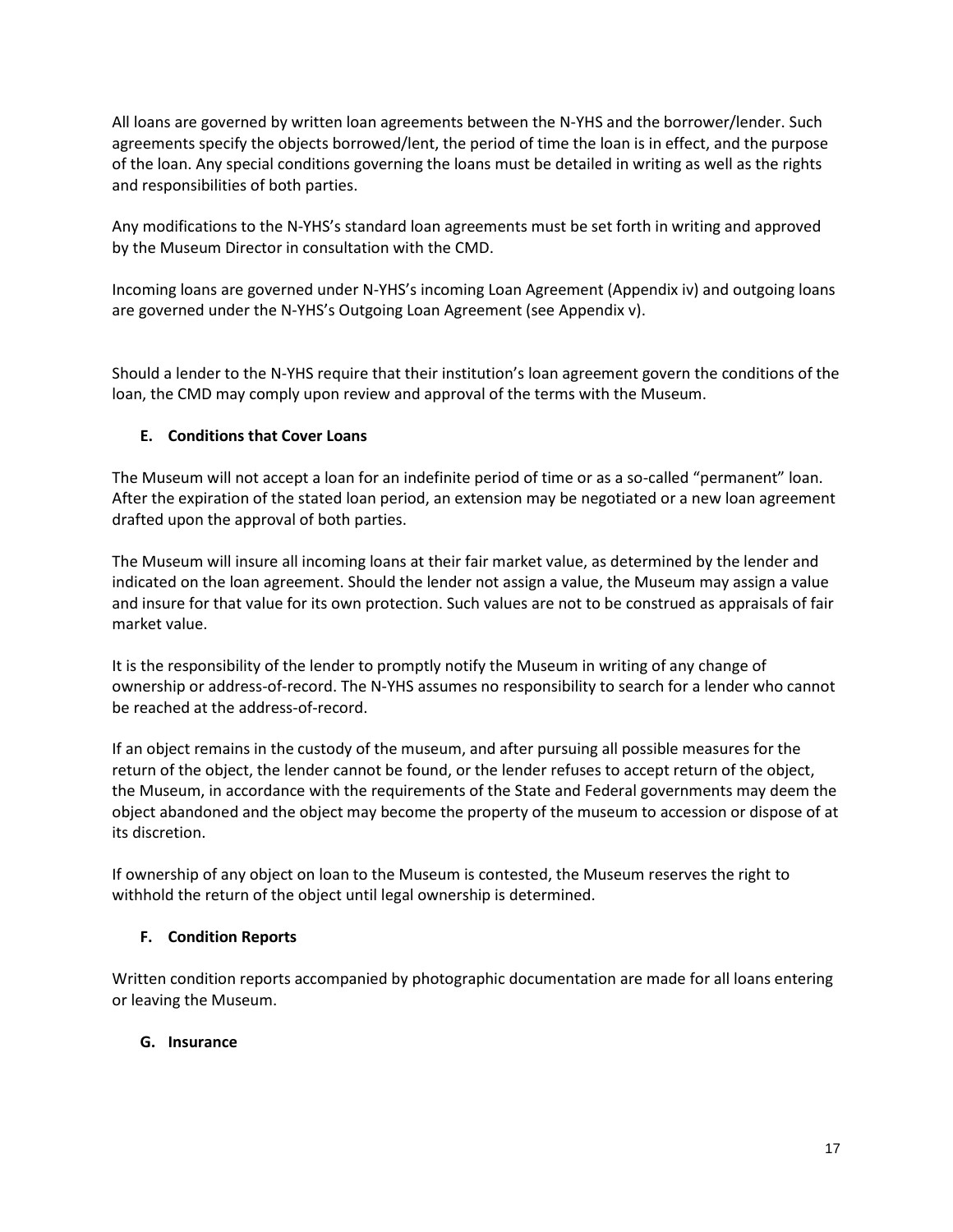All loans are governed by written loan agreements between the N-YHS and the borrower/lender. Such agreements specify the objects borrowed/lent, the period of time the loan is in effect, and the purpose of the loan. Any special conditions governing the loans must be detailed in writing as well as the rights and responsibilities of both parties.

Any modifications to the N-YHS's standard loan agreements must be set forth in writing and approved by the Museum Director in consultation with the CMD.

Incoming loans are governed under N-YHS's incoming Loan Agreement (Appendix iv) and outgoing loans are governed under the N-YHS's Outgoing Loan Agreement (see Appendix v).

Should a lender to the N-YHS require that their institution's loan agreement govern the conditions of the loan, the CMD may comply upon review and approval of the terms with the Museum.

### E. Conditions that Cover Loans

The Museum will not accept a loan for an indefinite period of time or as a so-called "permanent" loan. After the expiration of the stated loan period, an extension may be negotiated or a new loan agreement drafted upon the approval of both parties.

The Museum will insure all incoming loans at their fair market value, as determined by the lender and indicated on the loan agreement. Should the lender not assign a value, the Museum may assign a value and insure for that value for its own protection. Such values are not to be construed as appraisals of fair market value.

It is the responsibility of the lender to promptly notify the Museum in writing of any change of ownership or address-of-record. The N-YHS assumes no responsibility to search for a lender who cannot be reached at the address-of-record.

If an object remains in the custody of the museum, and after pursuing all possible measures for the return of the object, the lender cannot be found, or the lender refuses to accept return of the object, the Museum, in accordance with the requirements of the State and Federal governments may deem the object abandoned and the object may become the property of the museum to accession or dispose of at its discretion.

If ownership of any object on loan to the Museum is contested, the Museum reserves the right to withhold the return of the object until legal ownership is determined.

### F. Condition Reports

Written condition reports accompanied by photographic documentation are made for all loans entering or leaving the Museum.

### G. Insurance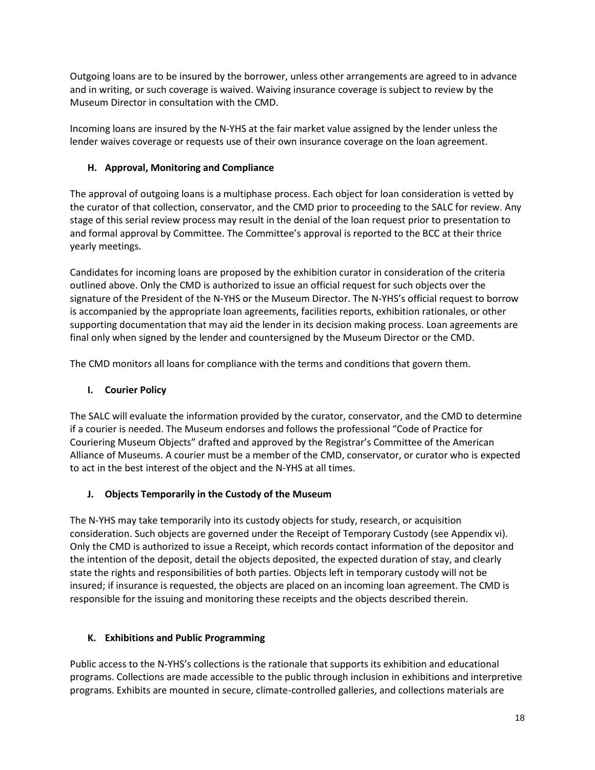Outgoing loans are to be insured by the borrower, unless other arrangements are agreed to in advance and in writing, or such coverage is waived. Waiving insurance coverage is subject to review by the Museum Director in consultation with the CMD.

Incoming loans are insured by the N-YHS at the fair market value assigned by the lender unless the lender waives coverage or requests use of their own insurance coverage on the loan agreement.

### H. Approval, Monitoring and Compliance

The approval of outgoing loans is a multiphase process. Each object for loan consideration is vetted by the curator of that collection, conservator, and the CMD prior to proceeding to the SALC for review. Any stage of this serial review process may result in the denial of the loan request prior to presentation to and formal approval by Committee. The Committee's approval is reported to the BCC at their thrice yearly meetings.

Candidates for incoming loans are proposed by the exhibition curator in consideration of the criteria outlined above. Only the CMD is authorized to issue an official request for such objects over the signature of the President of the N-YHS or the Museum Director. The N-YHS's official request to borrow is accompanied by the appropriate loan agreements, facilities reports, exhibition rationales, or other supporting documentation that may aid the lender in its decision making process. Loan agreements are final only when signed by the lender and countersigned by the Museum Director or the CMD.

The CMD monitors all loans for compliance with the terms and conditions that govern them.

### I. Courier Policy

The SALC will evaluate the information provided by the curator, conservator, and the CMD to determine if a courier is needed. The Museum endorses and follows the professional "Code of Practice for Couriering Museum Objects" drafted and approved by the Registrar's Committee of the American Alliance of Museums. A courier must be a member of the CMD, conservator, or curator who is expected to act in the best interest of the object and the N-YHS at all times.

### J. Objects Temporarily in the Custody of the Museum

The N-YHS may take temporarily into its custody objects for study, research, or acquisition consideration. Such objects are governed under the Receipt of Temporary Custody (see Appendix vi). Only the CMD is authorized to issue a Receipt, which records contact information of the depositor and the intention of the deposit, detail the objects deposited, the expected duration of stay, and clearly state the rights and responsibilities of both parties. Objects left in temporary custody will not be insured; if insurance is requested, the objects are placed on an incoming loan agreement. The CMD is responsible for the issuing and monitoring these receipts and the objects described therein.

### K. Exhibitions and Public Programming

Public access to the N-YHS's collections is the rationale that supports its exhibition and educational programs. Collections are made accessible to the public through inclusion in exhibitions and interpretive programs. Exhibits are mounted in secure, climate-controlled galleries, and collections materials are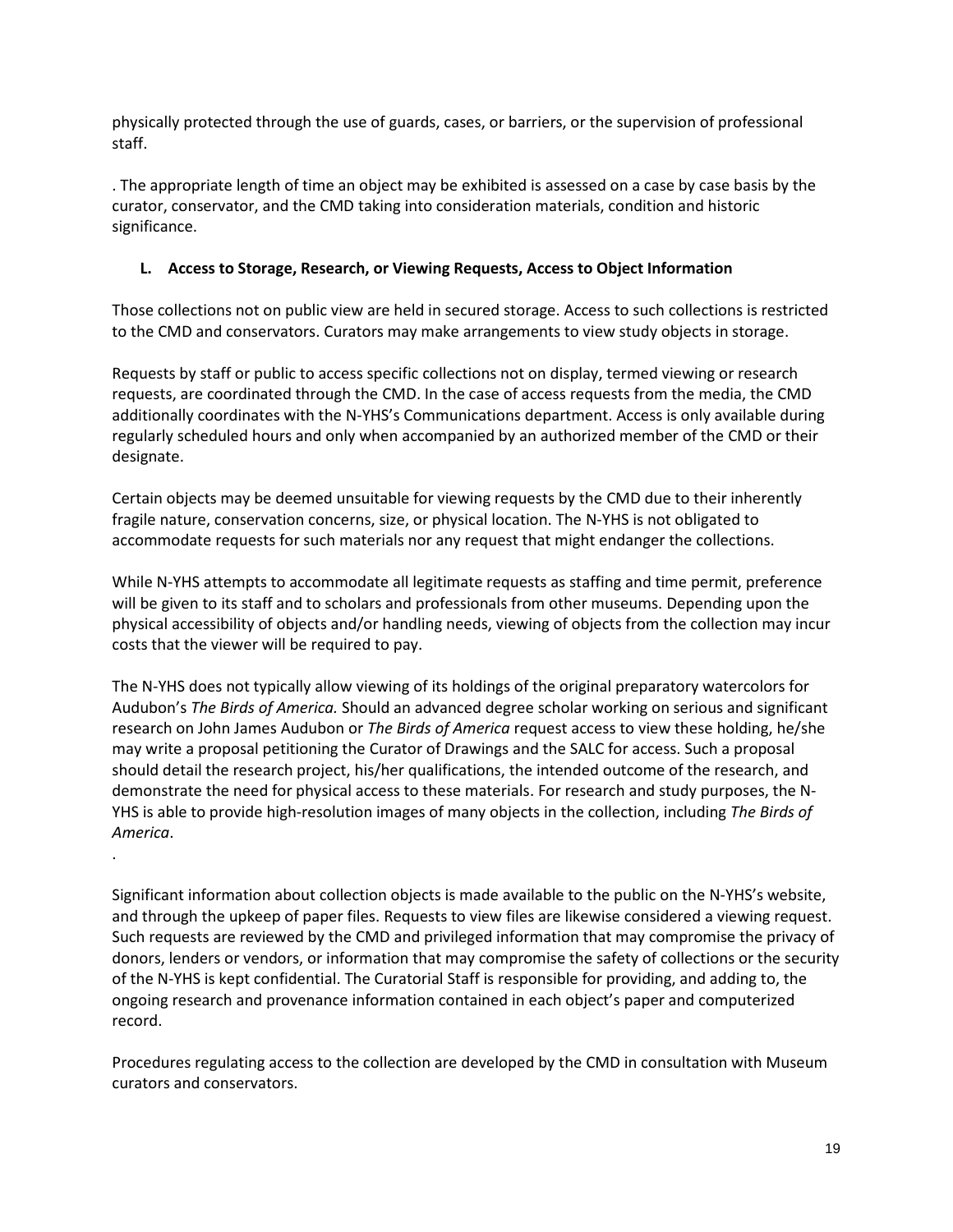physically protected through the use of guards, cases, or barriers, or the supervision of professional staff.

. The appropriate length of time an object may be exhibited is assessed on a case by case basis by the curator, conservator, and the CMD taking into consideration materials, condition and historic significance.

### L. Access to Storage, Research, or Viewing Requests, Access to Object Information

Those collections not on public view are held in secured storage. Access to such collections is restricted to the CMD and conservators. Curators may make arrangements to view study objects in storage.

Requests by staff or public to access specific collections not on display, termed viewing or research requests, are coordinated through the CMD. In the case of access requests from the media, the CMD additionally coordinates with the N-YHS's Communications department. Access is only available during regularly scheduled hours and only when accompanied by an authorized member of the CMD or their designate.

Certain objects may be deemed unsuitable for viewing requests by the CMD due to their inherently fragile nature, conservation concerns, size, or physical location. The N-YHS is not obligated to accommodate requests for such materials nor any request that might endanger the collections.

While N-YHS attempts to accommodate all legitimate requests as staffing and time permit, preference will be given to its staff and to scholars and professionals from other museums. Depending upon the physical accessibility of objects and/or handling needs, viewing of objects from the collection may incur costs that the viewer will be required to pay.

The N-YHS does not typically allow viewing of its holdings of the original preparatory watercolors for Audubon's *The Birds of America.* Should an advanced degree scholar working on serious and significant research on John James Audubon or *The Birds of America* request access to view these holding, he/she may write a proposal petitioning the Curator of Drawings and the SALC for access. Such a proposal should detail the research project, his/her qualifications, the intended outcome of the research, and demonstrate the need for physical access to these materials. For research and study purposes, the N-YHS is able to provide high-resolution images of many objects in the collection, including *The Birds of America*.

.

Significant information about collection objects is made available to the public on the N-YHS's website, and through the upkeep of paper files. Requests to view files are likewise considered a viewing request. Such requests are reviewed by the CMD and privileged information that may compromise the privacy of donors, lenders or vendors, or information that may compromise the safety of collections or the security of the N-YHS is kept confidential. The Curatorial Staff is responsible for providing, and adding to, the ongoing research and provenance information contained in each object's paper and computerized record.

Procedures regulating access to the collection are developed by the CMD in consultation with Museum curators and conservators.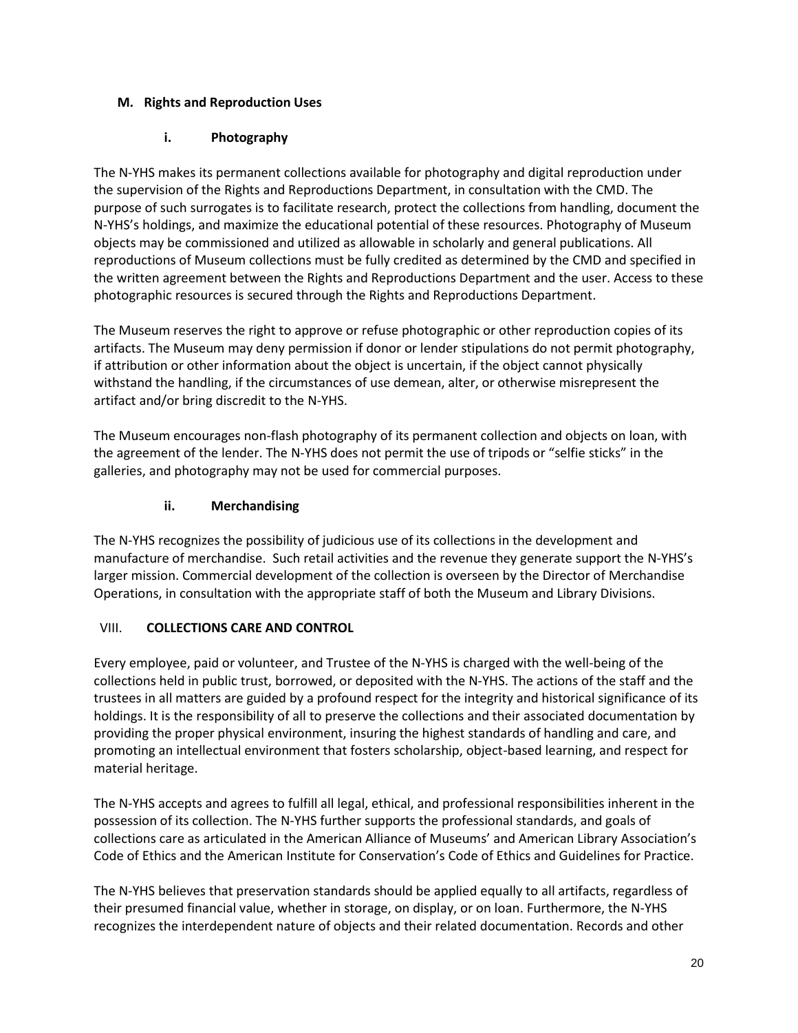## M. Rights and Reproduction Uses

### i. Photography

The N-YHS makes its permanent collections available for photography and digital reproduction under the supervision of the Rights and Reproductions Department, in consultation with the CMD. The purpose of such surrogates is to facilitate research, protect the collections from handling, document the N-YHS's holdings, and maximize the educational potential of these resources. Photography of Museum objects may be commissioned and utilized as allowable in scholarly and general publications. All reproductions of Museum collections must be fully credited as determined by the CMD and specified in the written agreement between the Rights and Reproductions Department and the user. Access to these photographic resources is secured through the Rights and Reproductions Department.

The Museum reserves the right to approve or refuse photographic or other reproduction copies of its artifacts. The Museum may deny permission if donor or lender stipulations do not permit photography, if attribution or other information about the object is uncertain, if the object cannot physically withstand the handling, if the circumstances of use demean, alter, or otherwise misrepresent the artifact and/or bring discredit to the N-YHS.

The Museum encourages non-flash photography of its permanent collection and objects on loan, with the agreement of the lender. The N-YHS does not permit the use of tripods or "selfie sticks" in the galleries, and photography may not be used for commercial purposes.

### ii. Merchandising

The N-YHS recognizes the possibility of judicious use of its collections in the development and manufacture of merchandise. Such retail activities and the revenue they generate support the N-YHS's larger mission. Commercial development of the collection is overseen by the Director of Merchandise Operations, in consultation with the appropriate staff of both the Museum and Library Divisions.

# VIII. COLLECTIONS CARE AND CONTROL

Every employee, paid or volunteer, and Trustee of the N-YHS is charged with the well-being of the collections held in public trust, borrowed, or deposited with the N-YHS. The actions of the staff and the trustees in all matters are guided by a profound respect for the integrity and historical significance of its holdings. It is the responsibility of all to preserve the collections and their associated documentation by providing the proper physical environment, insuring the highest standards of handling and care, and promoting an intellectual environment that fosters scholarship, object-based learning, and respect for material heritage.

The N-YHS accepts and agrees to fulfill all legal, ethical, and professional responsibilities inherent in the possession of its collection. The N-YHS further supports the professional standards, and goals of collections care as articulated in the American Alliance of Museums' and American Library Association's Code of Ethics and the American Institute for Conservation's Code of Ethics and Guidelines for Practice.

The N-YHS believes that preservation standards should be applied equally to all artifacts, regardless of their presumed financial value, whether in storage, on display, or on loan. Furthermore, the N-YHS recognizes the interdependent nature of objects and their related documentation. Records and other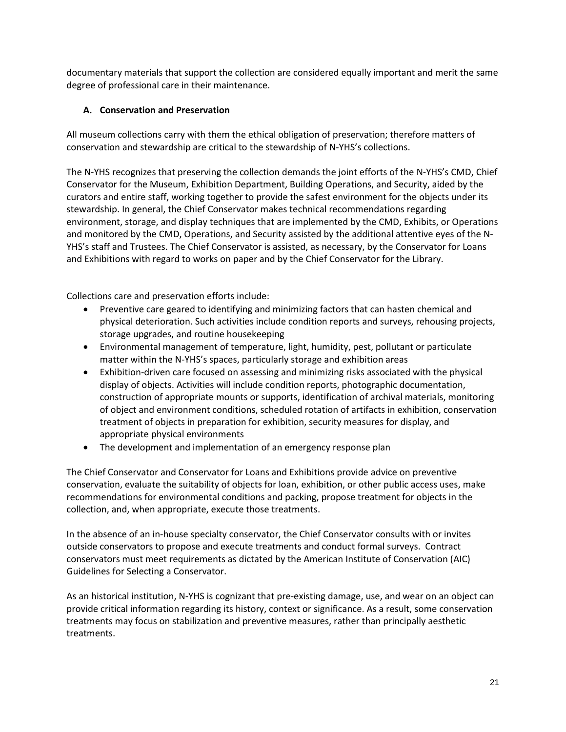documentary materials that support the collection are considered equally important and merit the same degree of professional care in their maintenance.

### A. Conservation and Preservation

All museum collections carry with them the ethical obligation of preservation; therefore matters of conservation and stewardship are critical to the stewardship of N-YHS's collections.

The N-YHS recognizes that preserving the collection demands the joint efforts of the N-YHS's CMD, Chief Conservator for the Museum, Exhibition Department, Building Operations, and Security, aided by the curators and entire staff, working together to provide the safest environment for the objects under its stewardship. In general, the Chief Conservator makes technical recommendations regarding environment, storage, and display techniques that are implemented by the CMD, Exhibits, or Operations and monitored by the CMD, Operations, and Security assisted by the additional attentive eyes of the N-YHS's staff and Trustees. The Chief Conservator is assisted, as necessary, by the Conservator for Loans and Exhibitions with regard to works on paper and by the Chief Conservator for the Library.

Collections care and preservation efforts include:

- Preventive care geared to identifying and minimizing factors that can hasten chemical and physical deterioration. Such activities include condition reports and surveys, rehousing projects, storage upgrades, and routine housekeeping
- Environmental management of temperature, light, humidity, pest, pollutant or particulate matter within the N-YHS's spaces, particularly storage and exhibition areas
- Exhibition-driven care focused on assessing and minimizing risks associated with the physical display of objects. Activities will include condition reports, photographic documentation, construction of appropriate mounts or supports, identification of archival materials, monitoring of object and environment conditions, scheduled rotation of artifacts in exhibition, conservation treatment of objects in preparation for exhibition, security measures for display, and appropriate physical environments
- The development and implementation of an emergency response plan

The Chief Conservator and Conservator for Loans and Exhibitions provide advice on preventive conservation, evaluate the suitability of objects for loan, exhibition, or other public access uses, make recommendations for environmental conditions and packing, propose treatment for objects in the collection, and, when appropriate, execute those treatments.

In the absence of an in-house specialty conservator, the Chief Conservator consults with or invites outside conservators to propose and execute treatments and conduct formal surveys. Contract conservators must meet requirements as dictated by the American Institute of Conservation (AIC) Guidelines for Selecting a Conservator.

As an historical institution, N-YHS is cognizant that pre-existing damage, use, and wear on an object can provide critical information regarding its history, context or significance. As a result, some conservation treatments may focus on stabilization and preventive measures, rather than principally aesthetic treatments.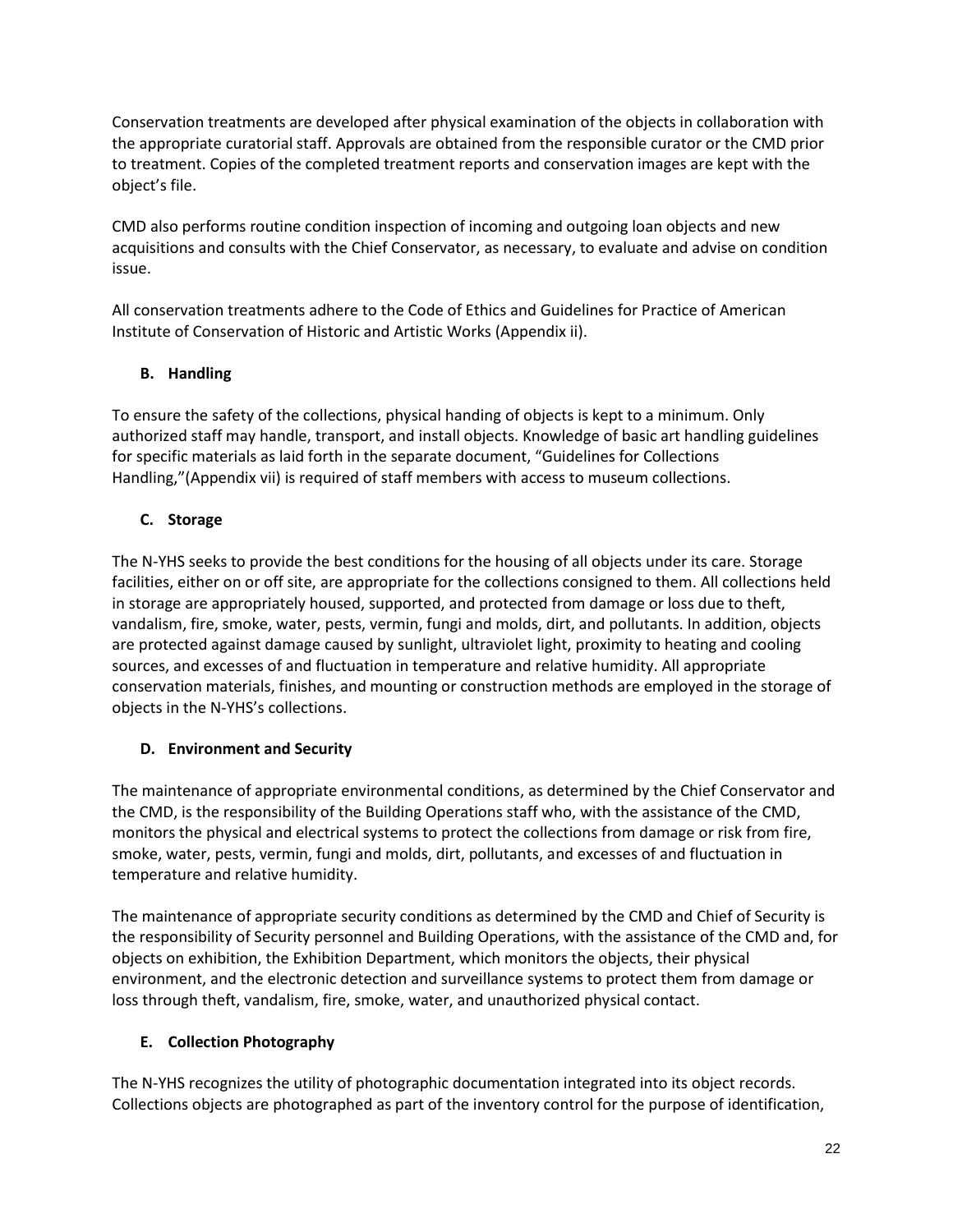Conservation treatments are developed after physical examination of the objects in collaboration with the appropriate curatorial staff. Approvals are obtained from the responsible curator or the CMD prior to treatment. Copies of the completed treatment reports and conservation images are kept with the object's file.

CMD also performs routine condition inspection of incoming and outgoing loan objects and new acquisitions and consults with the Chief Conservator, as necessary, to evaluate and advise on condition issue.

All conservation treatments adhere to the Code of Ethics and Guidelines for Practice of American Institute of Conservation of Historic and Artistic Works (Appendix ii).

### B. Handling

To ensure the safety of the collections, physical handing of objects is kept to a minimum. Only authorized staff may handle, transport, and install objects. Knowledge of basic art handling guidelines for specific materials as laid forth in the separate document, "Guidelines for Collections Handling,"(Appendix vii) is required of staff members with access to museum collections.

### C. Storage

The N-YHS seeks to provide the best conditions for the housing of all objects under its care. Storage facilities, either on or off site, are appropriate for the collections consigned to them. All collections held in storage are appropriately housed, supported, and protected from damage or loss due to theft, vandalism, fire, smoke, water, pests, vermin, fungi and molds, dirt, and pollutants. In addition, objects are protected against damage caused by sunlight, ultraviolet light, proximity to heating and cooling sources, and excesses of and fluctuation in temperature and relative humidity. All appropriate conservation materials, finishes, and mounting or construction methods are employed in the storage of objects in the N-YHS's collections.

### D. Environment and Security

The maintenance of appropriate environmental conditions, as determined by the Chief Conservator and the CMD, is the responsibility of the Building Operations staff who, with the assistance of the CMD, monitors the physical and electrical systems to protect the collections from damage or risk from fire, smoke, water, pests, vermin, fungi and molds, dirt, pollutants, and excesses of and fluctuation in temperature and relative humidity.

The maintenance of appropriate security conditions as determined by the CMD and Chief of Security is the responsibility of Security personnel and Building Operations, with the assistance of the CMD and, for objects on exhibition, the Exhibition Department, which monitors the objects, their physical environment, and the electronic detection and surveillance systems to protect them from damage or loss through theft, vandalism, fire, smoke, water, and unauthorized physical contact.

### E. Collection Photography

The N-YHS recognizes the utility of photographic documentation integrated into its object records. Collections objects are photographed as part of the inventory control for the purpose of identification,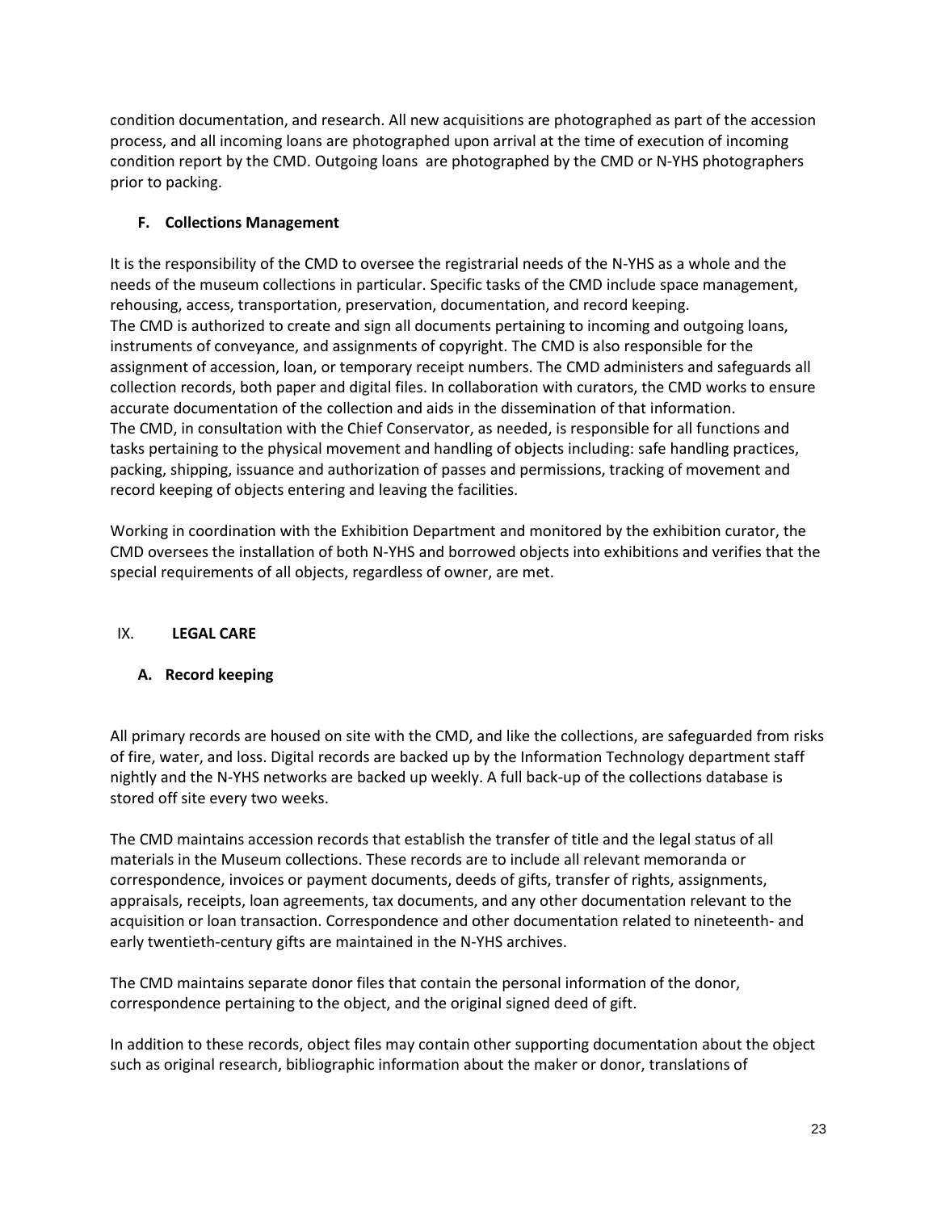condition documentation, and research. All new acquisitions are photographed as part of the accession process, and all incoming loans are photographed upon arrival at the time of execution of incoming condition report by the CMD. Outgoing loans are photographed by the CMD or N-YHS photographers prior to packing.

### F. Collections Management

It is the responsibility of the CMD to oversee the registrarial needs of the N-YHS as a whole and the needs of the museum collections in particular. Specific tasks of the CMD include space management, rehousing, access, transportation, preservation, documentation, and record keeping.
The CMD is authorized to create and sign all documents pertaining to incoming and outgoing loans, instruments of conveyance, and assignments of copyright. The CMD is also responsible for the assignment of accession, loan, or temporary receipt numbers. The CMD administers and safeguards all collection records, both paper and digital files. In collaboration with curators, the CMD works to ensure accurate documentation of the collection and aids in the dissemination of that information.
The CMD, in consultation with the Chief Conservator, as needed, is responsible for all functions and tasks pertaining to the physical movement and handling of objects including: safe handling practices, packing, shipping, issuance and authorization of passes and permissions, tracking of movement and record keeping of objects entering and leaving the facilities.

Working in coordination with the Exhibition Department and monitored by the exhibition curator, the CMD oversees the installation of both N-YHS and borrowed objects into exhibitions and verifies that the special requirements of all objects, regardless of owner, are met.

## IX. LEGAL CARE

### A. Record keeping

All primary records are housed on site with the CMD, and like the collections, are safeguarded from risks of fire, water, and loss. Digital records are backed up by the Information Technology department staff nightly and the N-YHS networks are backed up weekly. A full back-up of the collections database is stored off site every two weeks.

The CMD maintains accession records that establish the transfer of title and the legal status of all materials in the Museum collections. These records are to include all relevant memoranda or correspondence, invoices or payment documents, deeds of gifts, transfer of rights, assignments, appraisals, receipts, loan agreements, tax documents, and any other documentation relevant to the acquisition or loan transaction. Correspondence and other documentation related to nineteenth- and early twentieth-century gifts are maintained in the N-YHS archives.

The CMD maintains separate donor files that contain the personal information of the donor, correspondence pertaining to the object, and the original signed deed of gift.

In addition to these records, object files may contain other supporting documentation about the object such as original research, bibliographic information about the maker or donor, translations of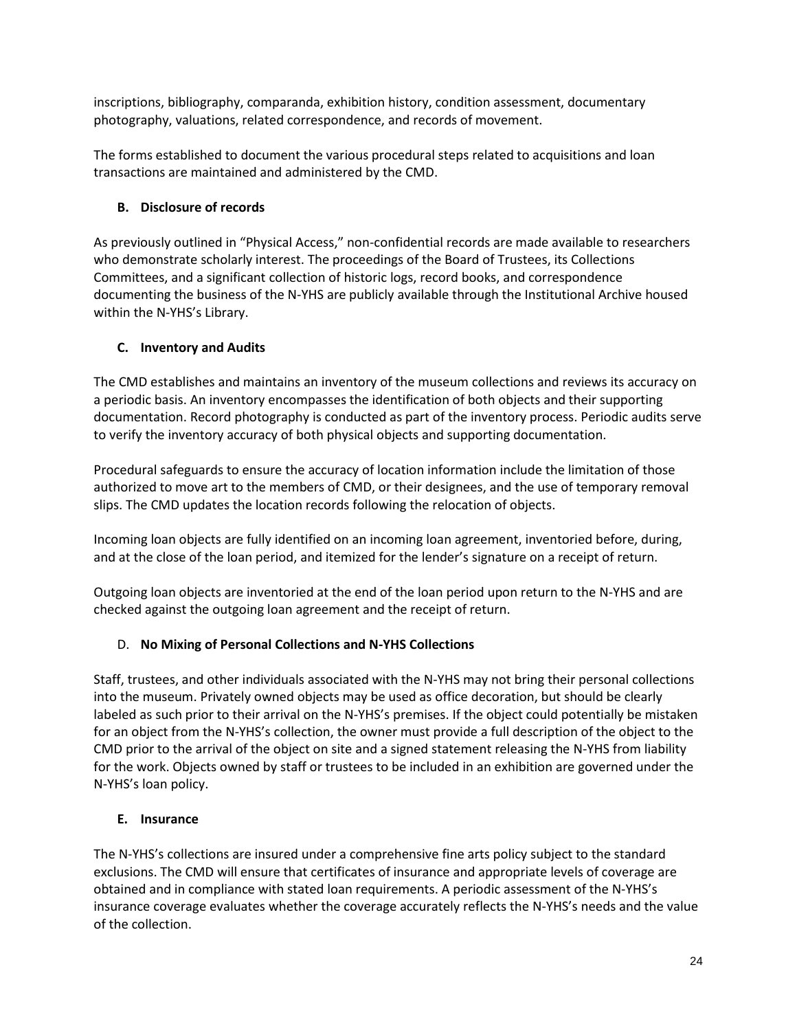inscriptions, bibliography, comparanda, exhibition history, condition assessment, documentary photography, valuations, related correspondence, and records of movement.

The forms established to document the various procedural steps related to acquisitions and loan transactions are maintained and administered by the CMD.

### B. Disclosure of records

As previously outlined in "Physical Access," non-confidential records are made available to researchers who demonstrate scholarly interest. The proceedings of the Board of Trustees, its Collections Committees, and a significant collection of historic logs, record books, and correspondence documenting the business of the N-YHS are publicly available through the Institutional Archive housed within the N-YHS's Library.

### C. Inventory and Audits

The CMD establishes and maintains an inventory of the museum collections and reviews its accuracy on a periodic basis. An inventory encompasses the identification of both objects and their supporting documentation. Record photography is conducted as part of the inventory process. Periodic audits serve to verify the inventory accuracy of both physical objects and supporting documentation.

Procedural safeguards to ensure the accuracy of location information include the limitation of those authorized to move art to the members of CMD, or their designees, and the use of temporary removal slips. The CMD updates the location records following the relocation of objects.

Incoming loan objects are fully identified on an incoming loan agreement, inventoried before, during, and at the close of the loan period, and itemized for the lender's signature on a receipt of return.

Outgoing loan objects are inventoried at the end of the loan period upon return to the N-YHS and are checked against the outgoing loan agreement and the receipt of return.

### D. No Mixing of Personal Collections and N-YHS Collections

Staff, trustees, and other individuals associated with the N-YHS may not bring their personal collections into the museum. Privately owned objects may be used as office decoration, but should be clearly labeled as such prior to their arrival on the N-YHS's premises. If the object could potentially be mistaken for an object from the N-YHS's collection, the owner must provide a full description of the object to the CMD prior to the arrival of the object on site and a signed statement releasing the N-YHS from liability for the work. Objects owned by staff or trustees to be included in an exhibition are governed under the N-YHS's loan policy.

### E. Insurance

The N-YHS's collections are insured under a comprehensive fine arts policy subject to the standard exclusions. The CMD will ensure that certificates of insurance and appropriate levels of coverage are obtained and in compliance with stated loan requirements. A periodic assessment of the N-YHS's insurance coverage evaluates whether the coverage accurately reflects the N-YHS's needs and the value of the collection.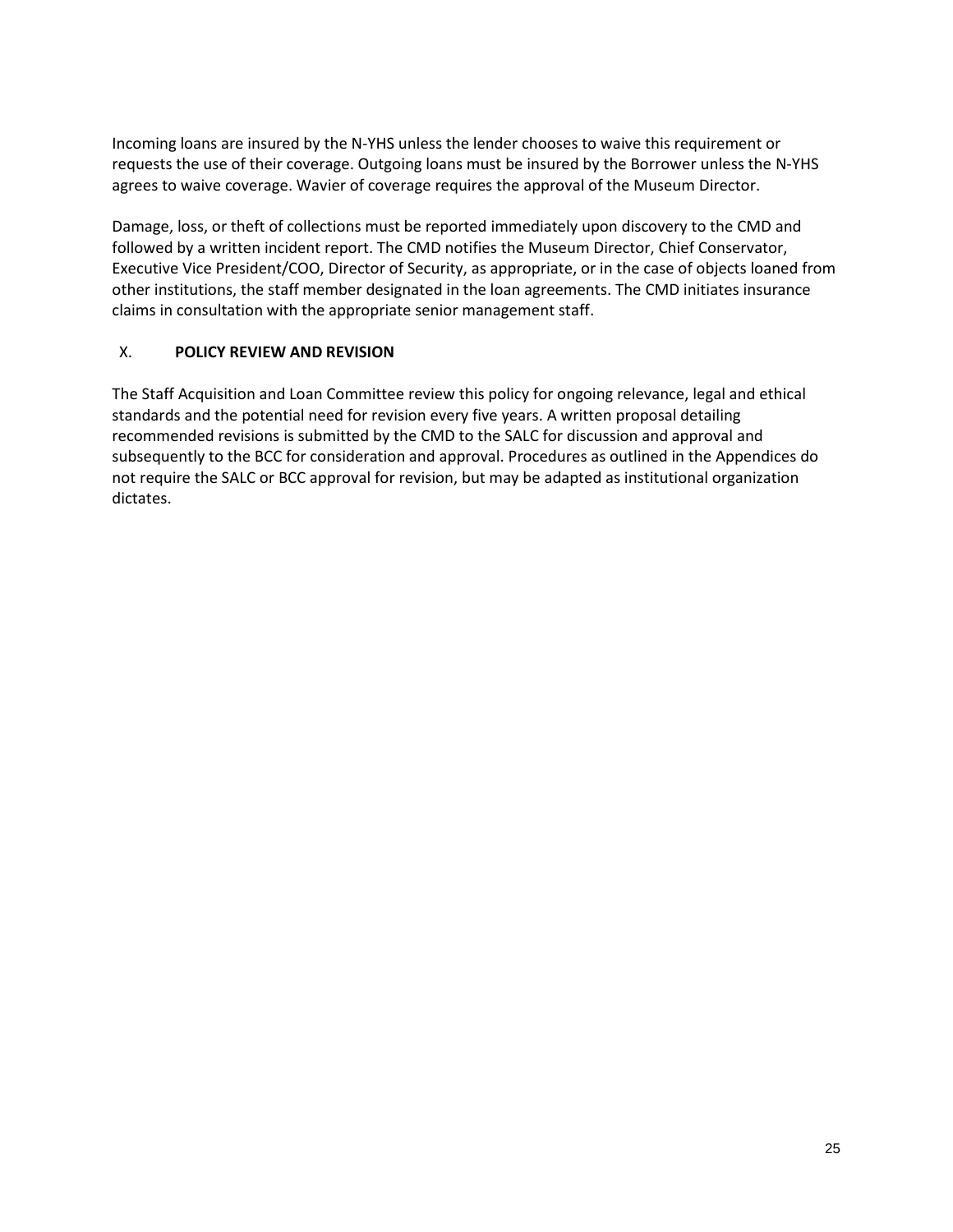Incoming loans are insured by the N-YHS unless the lender chooses to waive this requirement or requests the use of their coverage. Outgoing loans must be insured by the Borrower unless the N-YHS agrees to waive coverage. Wavier of coverage requires the approval of the Museum Director.

Damage, loss, or theft of collections must be reported immediately upon discovery to the CMD and followed by a written incident report. The CMD notifies the Museum Director, Chief Conservator, Executive Vice President/COO, Director of Security, as appropriate, or in the case of objects loaned from other institutions, the staff member designated in the loan agreements. The CMD initiates insurance claims in consultation with the appropriate senior management staff.

## X. POLICY REVIEW AND REVISION

The Staff Acquisition and Loan Committee review this policy for ongoing relevance, legal and ethical standards and the potential need for revision every five years. A written proposal detailing recommended revisions is submitted by the CMD to the SALC for discussion and approval and subsequently to the BCC for consideration and approval. Procedures as outlined in the Appendices do not require the SALC or BCC approval for revision, but may be adapted as institutional organization dictates.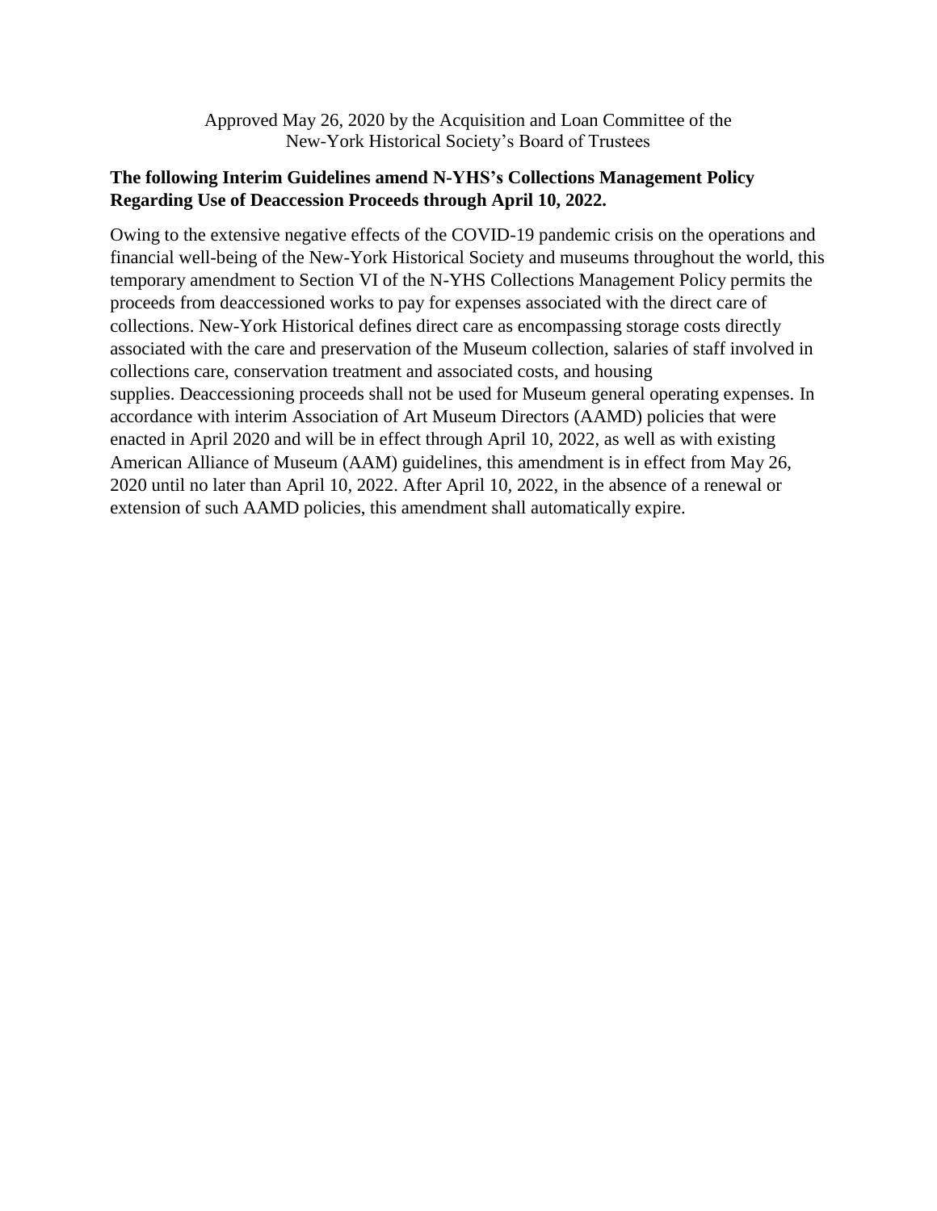Approved May 26, 2020 by the Acquisition and Loan Committee of the New-York Historical Society's Board of Trustees

**The following Interim Guidelines amend N-YHS's Collections Management Policy Regarding Use of Deaccession Proceeds through April 10, 2022.**

Owing to the extensive negative effects of the COVID-19 pandemic crisis on the operations and financial well-being of the New-York Historical Society and museums throughout the world, this temporary amendment to Section VI of the N-YHS Collections Management Policy permits the proceeds from deaccessioned works to pay for expenses associated with the direct care of collections. New-York Historical defines direct care as encompassing storage costs directly associated with the care and preservation of the Museum collection, salaries of staff involved in collections care, conservation treatment and associated costs, and housing supplies. Deaccessioning proceeds shall not be used for Museum general operating expenses. In accordance with interim Association of Art Museum Directors (AAMD) policies that were enacted in April 2020 and will be in effect through April 10, 2022, as well as with existing American Alliance of Museum (AAM) guidelines, this amendment is in effect from May 26, 2020 until no later than April 10, 2022. After April 10, 2022, in the absence of a renewal or extension of such AAMD policies, this amendment shall automatically expire.